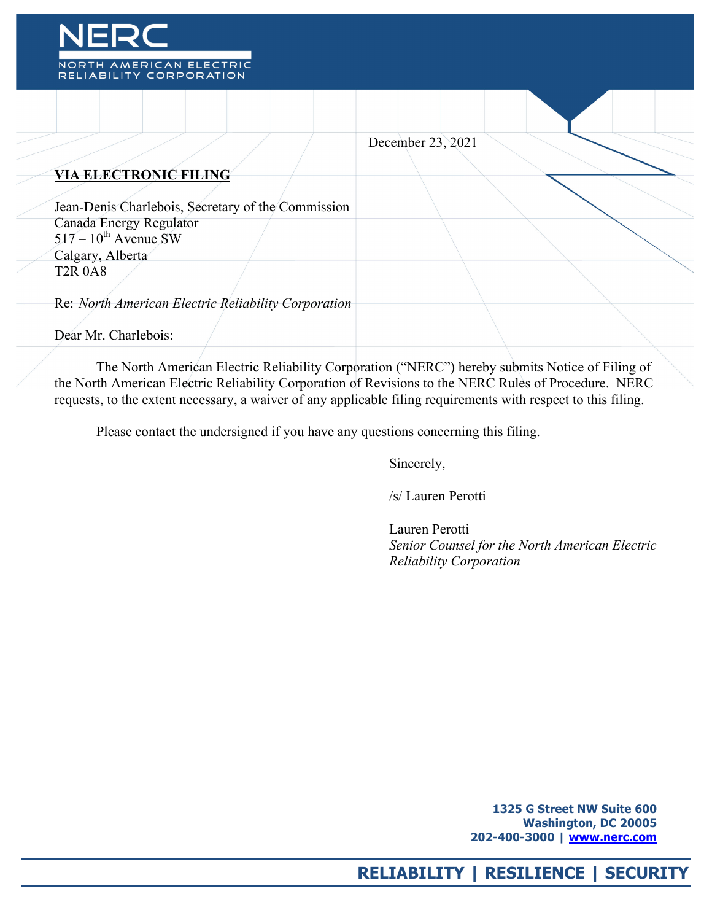# NERC

NORTH AMERICAN ELECTRIC RELIABILITY CORPORATION

December 23, 2021

**VIA ELECTRONIC FILING**

Jean-Denis Charlebois, Secretary of the Commission
Canada Energy Regulator
517 – 10th Avenue SW
Calgary, Alberta
T2R 0A8

Re: *North American Electric Reliability Corporation*

Dear Mr. Charlebois:

The North American Electric Reliability Corporation ("NERC") hereby submits Notice of Filing of the North American Electric Reliability Corporation of Revisions to the NERC Rules of Procedure. NERC requests, to the extent necessary, a waiver of any applicable filing requirements with respect to this filing.

Please contact the undersigned if you have any questions concerning this filing.

Sincerely,

/s/ Lauren Perotti

Lauren Perotti
*Senior Counsel for the North American Electric Reliability Corporation*

**1325 G Street NW Suite 600**
**Washington, DC 20005**
**202-400-3000 | www.nerc.com**

**RELIABILITY | RESILIENCE | SECURITY**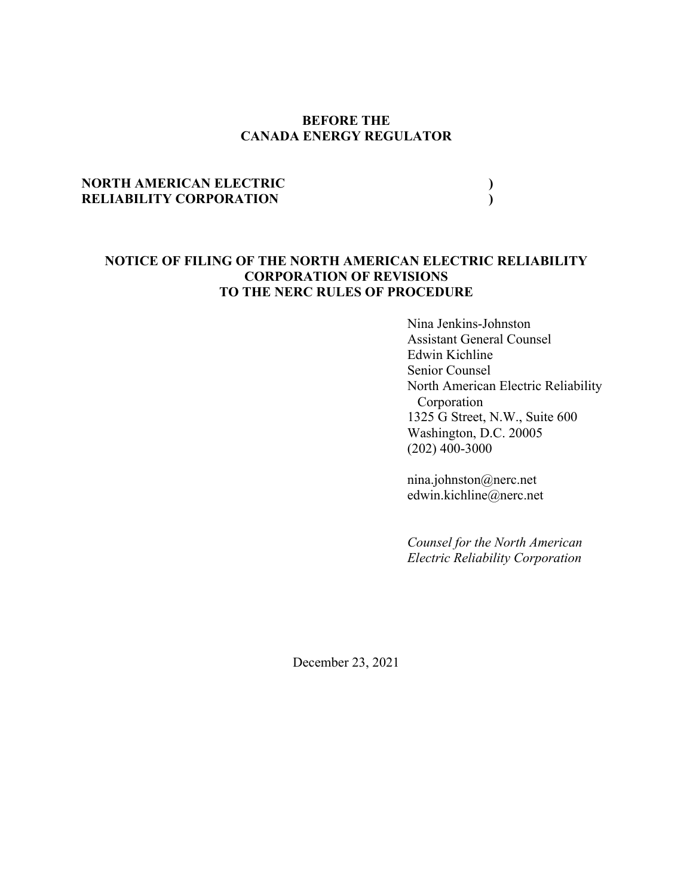**BEFORE THE**
**CANADA ENERGY REGULATOR**

**NORTH AMERICAN ELECTRIC )**
**RELIABILITY CORPORATION )**

**NOTICE OF FILING OF THE NORTH AMERICAN ELECTRIC RELIABILITY CORPORATION OF REVISIONS TO THE NERC RULES OF PROCEDURE**

Nina Jenkins-Johnston
Assistant General Counsel
Edwin Kichline
Senior Counsel
North American Electric Reliability Corporation
1325 G Street, N.W., Suite 600
Washington, D.C. 20005
(202) 400-3000

nina.johnston@nerc.net
edwin.kichline@nerc.net

*Counsel for the North American Electric Reliability Corporation*

December 23, 2021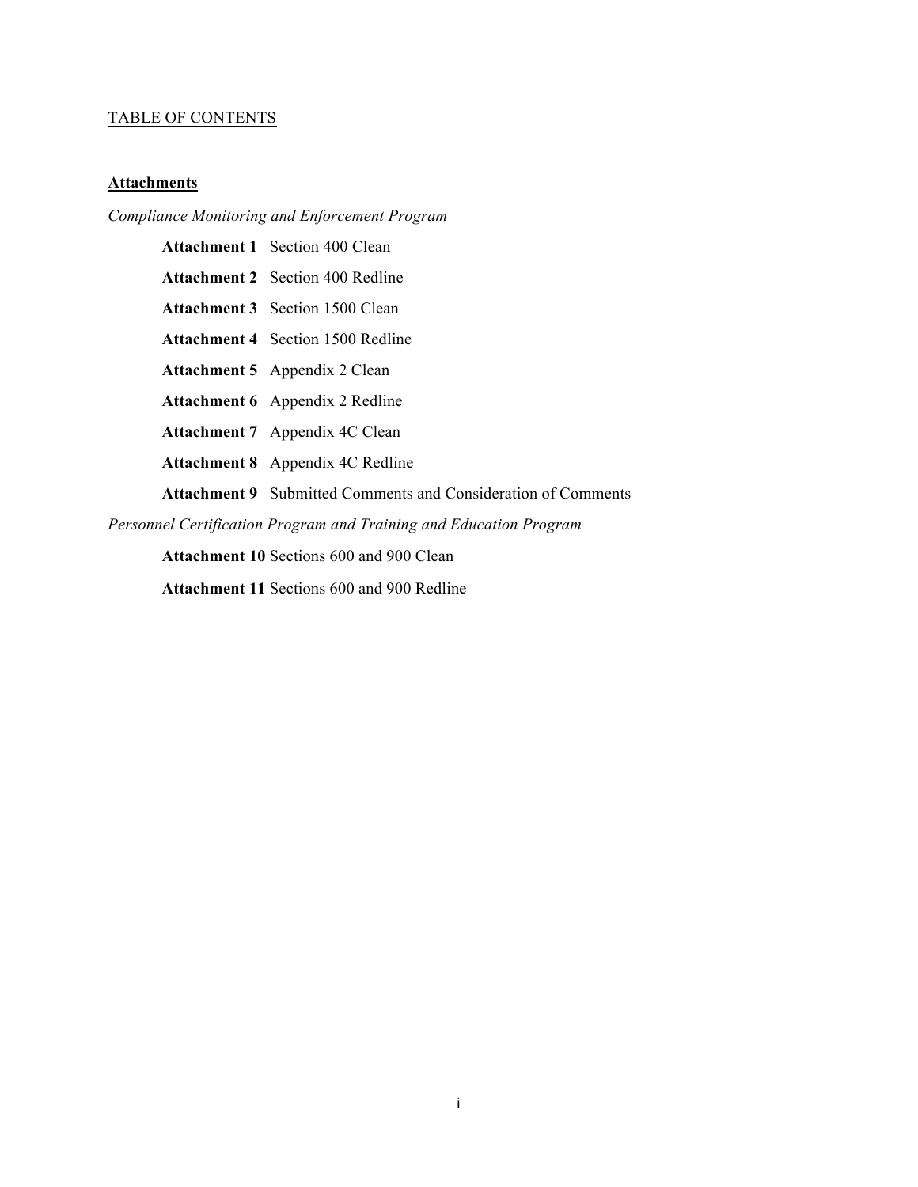TABLE OF CONTENTS

**Attachments**

*Compliance Monitoring and Enforcement Program*

**Attachment 1** Section 400 Clean

**Attachment 2** Section 400 Redline

**Attachment 3** Section 1500 Clean

**Attachment 4** Section 1500 Redline

**Attachment 5** Appendix 2 Clean

**Attachment 6** Appendix 2 Redline

**Attachment 7** Appendix 4C Clean

**Attachment 8** Appendix 4C Redline

**Attachment 9** Submitted Comments and Consideration of Comments

*Personnel Certification Program and Training and Education Program*

**Attachment 10** Sections 600 and 900 Clean

**Attachment 11** Sections 600 and 900 Redline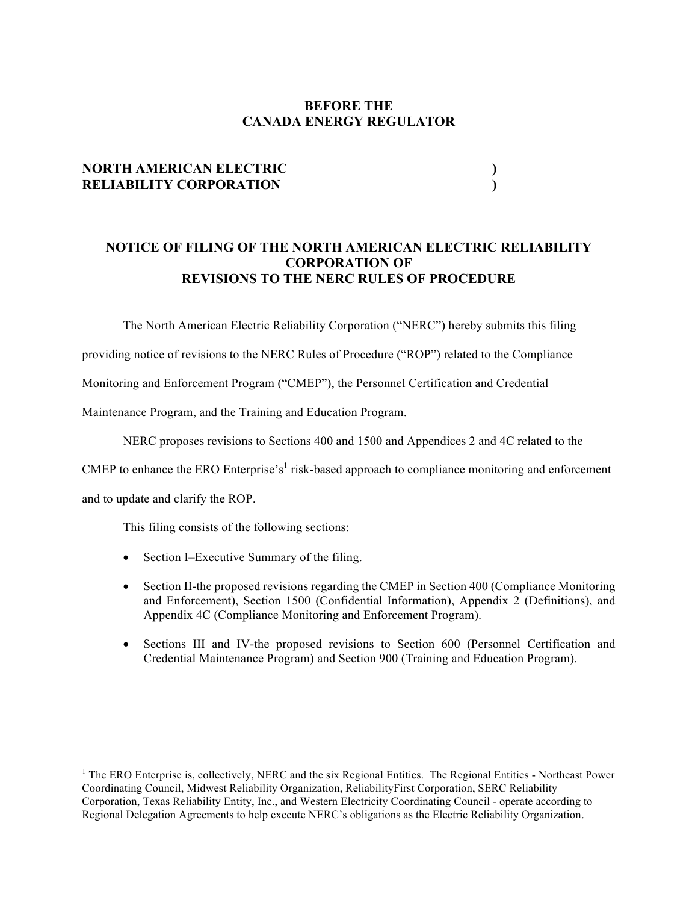**BEFORE THE**
**CANADA ENERGY REGULATOR**

**NORTH AMERICAN ELECTRIC )**
**RELIABILITY CORPORATION )**

**NOTICE OF FILING OF THE NORTH AMERICAN ELECTRIC RELIABILITY CORPORATION OF REVISIONS TO THE NERC RULES OF PROCEDURE**

The North American Electric Reliability Corporation ("NERC") hereby submits this filing providing notice of revisions to the NERC Rules of Procedure ("ROP") related to the Compliance Monitoring and Enforcement Program ("CMEP"), the Personnel Certification and Credential Maintenance Program, and the Training and Education Program.

NERC proposes revisions to Sections 400 and 1500 and Appendices 2 and 4C related to the CMEP to enhance the ERO Enterprise's[1] risk-based approach to compliance monitoring and enforcement and to update and clarify the ROP.

This filing consists of the following sections:

- Section I–Executive Summary of the filing.
- Section II-the proposed revisions regarding the CMEP in Section 400 (Compliance Monitoring and Enforcement), Section 1500 (Confidential Information), Appendix 2 (Definitions), and Appendix 4C (Compliance Monitoring and Enforcement Program).
- Sections III and IV-the proposed revisions to Section 600 (Personnel Certification and Credential Maintenance Program) and Section 900 (Training and Education Program).

---

[1] The ERO Enterprise is, collectively, NERC and the six Regional Entities. The Regional Entities - Northeast Power Coordinating Council, Midwest Reliability Organization, ReliabilityFirst Corporation, SERC Reliability Corporation, Texas Reliability Entity, Inc., and Western Electricity Coordinating Council - operate according to Regional Delegation Agreements to help execute NERC's obligations as the Electric Reliability Organization.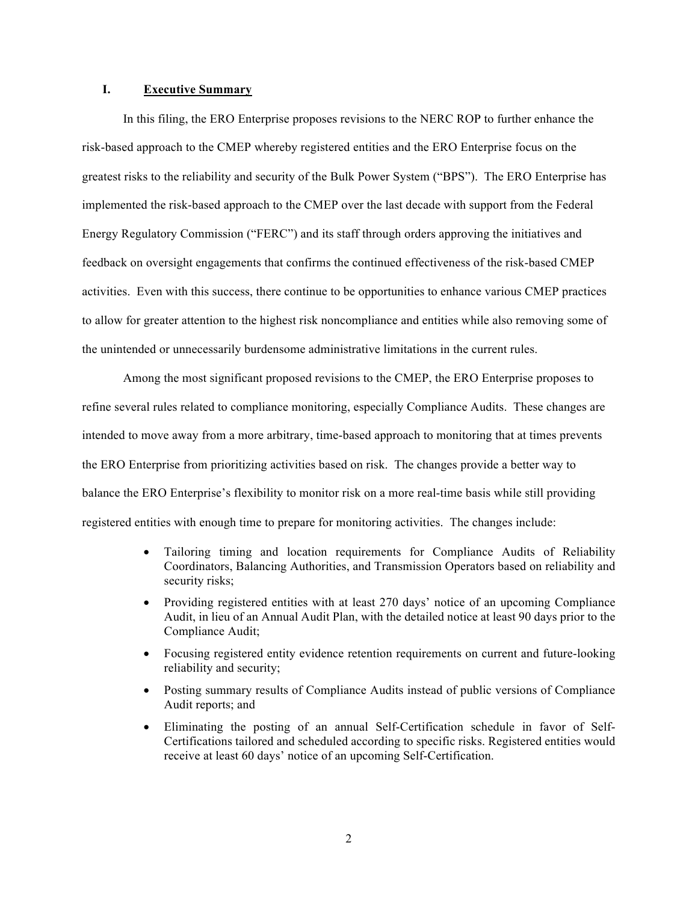## I. Executive Summary

In this filing, the ERO Enterprise proposes revisions to the NERC ROP to further enhance the risk-based approach to the CMEP whereby registered entities and the ERO Enterprise focus on the greatest risks to the reliability and security of the Bulk Power System ("BPS"). The ERO Enterprise has implemented the risk-based approach to the CMEP over the last decade with support from the Federal Energy Regulatory Commission ("FERC") and its staff through orders approving the initiatives and feedback on oversight engagements that confirms the continued effectiveness of the risk-based CMEP activities. Even with this success, there continue to be opportunities to enhance various CMEP practices to allow for greater attention to the highest risk noncompliance and entities while also removing some of the unintended or unnecessarily burdensome administrative limitations in the current rules.

Among the most significant proposed revisions to the CMEP, the ERO Enterprise proposes to refine several rules related to compliance monitoring, especially Compliance Audits. These changes are intended to move away from a more arbitrary, time-based approach to monitoring that at times prevents the ERO Enterprise from prioritizing activities based on risk. The changes provide a better way to balance the ERO Enterprise's flexibility to monitor risk on a more real-time basis while still providing registered entities with enough time to prepare for monitoring activities. The changes include:

- Tailoring timing and location requirements for Compliance Audits of Reliability Coordinators, Balancing Authorities, and Transmission Operators based on reliability and security risks;
- Providing registered entities with at least 270 days' notice of an upcoming Compliance Audit, in lieu of an Annual Audit Plan, with the detailed notice at least 90 days prior to the Compliance Audit;
- Focusing registered entity evidence retention requirements on current and future-looking reliability and security;
- Posting summary results of Compliance Audits instead of public versions of Compliance Audit reports; and
- Eliminating the posting of an annual Self-Certification schedule in favor of Self-Certifications tailored and scheduled according to specific risks. Registered entities would receive at least 60 days' notice of an upcoming Self-Certification.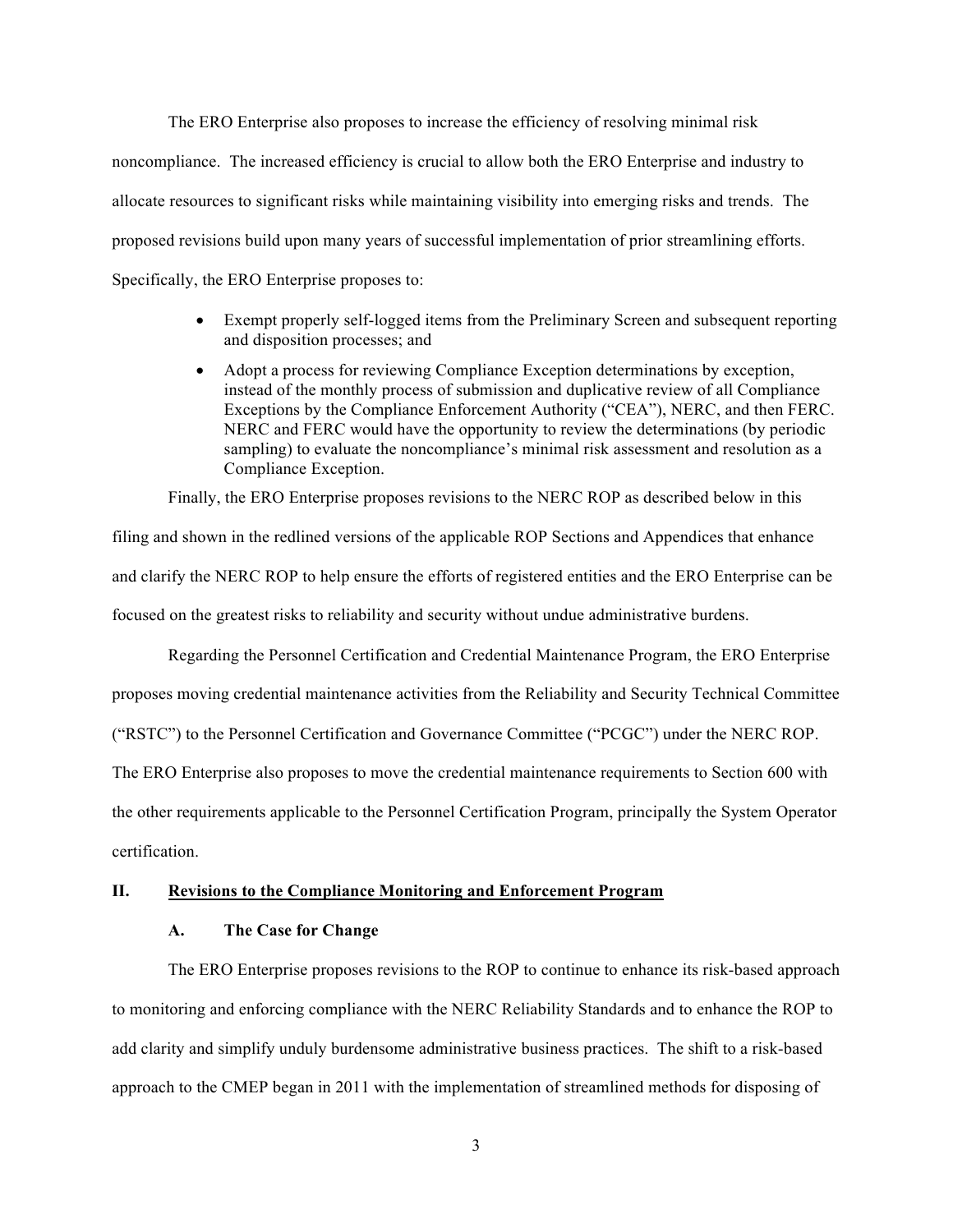The ERO Enterprise also proposes to increase the efficiency of resolving minimal risk noncompliance. The increased efficiency is crucial to allow both the ERO Enterprise and industry to allocate resources to significant risks while maintaining visibility into emerging risks and trends. The proposed revisions build upon many years of successful implementation of prior streamlining efforts. Specifically, the ERO Enterprise proposes to:

- Exempt properly self-logged items from the Preliminary Screen and subsequent reporting and disposition processes; and
- Adopt a process for reviewing Compliance Exception determinations by exception, instead of the monthly process of submission and duplicative review of all Compliance Exceptions by the Compliance Enforcement Authority ("CEA"), NERC, and then FERC. NERC and FERC would have the opportunity to review the determinations (by periodic sampling) to evaluate the noncompliance's minimal risk assessment and resolution as a Compliance Exception.

Finally, the ERO Enterprise proposes revisions to the NERC ROP as described below in this filing and shown in the redlined versions of the applicable ROP Sections and Appendices that enhance and clarify the NERC ROP to help ensure the efforts of registered entities and the ERO Enterprise can be focused on the greatest risks to reliability and security without undue administrative burdens.

Regarding the Personnel Certification and Credential Maintenance Program, the ERO Enterprise proposes moving credential maintenance activities from the Reliability and Security Technical Committee ("RSTC") to the Personnel Certification and Governance Committee ("PCGC") under the NERC ROP. The ERO Enterprise also proposes to move the credential maintenance requirements to Section 600 with the other requirements applicable to the Personnel Certification Program, principally the System Operator certification.

## II. Revisions to the Compliance Monitoring and Enforcement Program

### A. The Case for Change

The ERO Enterprise proposes revisions to the ROP to continue to enhance its risk-based approach to monitoring and enforcing compliance with the NERC Reliability Standards and to enhance the ROP to add clarity and simplify unduly burdensome administrative business practices. The shift to a risk-based approach to the CMEP began in 2011 with the implementation of streamlined methods for disposing of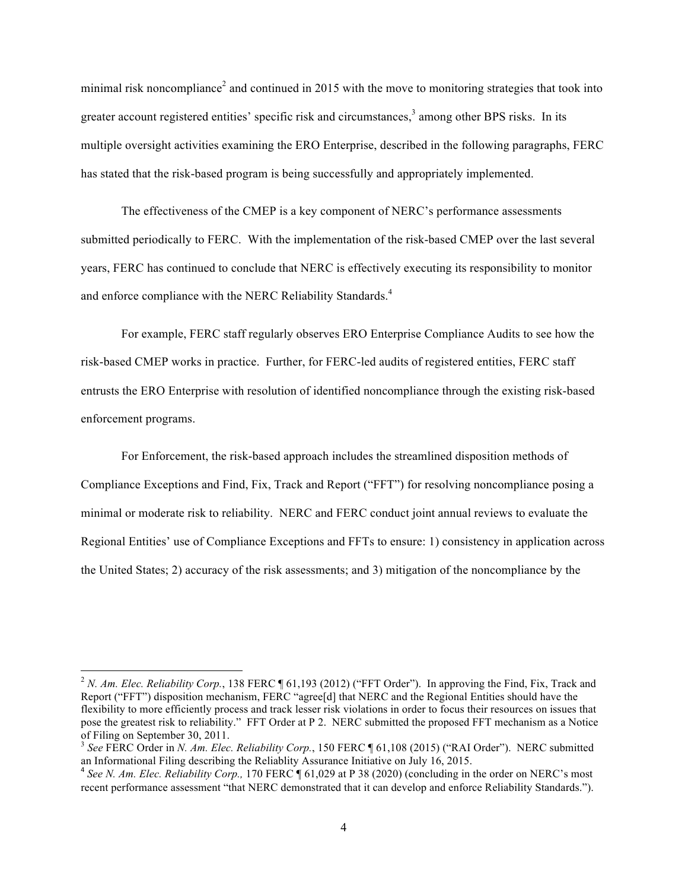minimal risk noncompliance[2] and continued in 2015 with the move to monitoring strategies that took into greater account registered entities' specific risk and circumstances,[3] among other BPS risks. In its multiple oversight activities examining the ERO Enterprise, described in the following paragraphs, FERC has stated that the risk-based program is being successfully and appropriately implemented.

The effectiveness of the CMEP is a key component of NERC's performance assessments submitted periodically to FERC. With the implementation of the risk-based CMEP over the last several years, FERC has continued to conclude that NERC is effectively executing its responsibility to monitor and enforce compliance with the NERC Reliability Standards.[4]

For example, FERC staff regularly observes ERO Enterprise Compliance Audits to see how the risk-based CMEP works in practice. Further, for FERC-led audits of registered entities, FERC staff entrusts the ERO Enterprise with resolution of identified noncompliance through the existing risk-based enforcement programs.

For Enforcement, the risk-based approach includes the streamlined disposition methods of Compliance Exceptions and Find, Fix, Track and Report ("FFT") for resolving noncompliance posing a minimal or moderate risk to reliability. NERC and FERC conduct joint annual reviews to evaluate the Regional Entities' use of Compliance Exceptions and FFTs to ensure: 1) consistency in application across the United States; 2) accuracy of the risk assessments; and 3) mitigation of the noncompliance by the

---

[2] *N. Am. Elec. Reliability Corp.*, 138 FERC ¶ 61,193 (2012) ("FFT Order"). In approving the Find, Fix, Track and Report ("FFT") disposition mechanism, FERC "agree[d] that NERC and the Regional Entities should have the flexibility to more efficiently process and track lesser risk violations in order to focus their resources on issues that pose the greatest risk to reliability." FFT Order at P 2. NERC submitted the proposed FFT mechanism as a Notice of Filing on September 30, 2011.

[3] *See* FERC Order in *N. Am. Elec. Reliability Corp.*, 150 FERC ¶ 61,108 (2015) ("RAI Order"). NERC submitted an Informational Filing describing the Reliablity Assurance Initiative on July 16, 2015.

[4] *See N. Am. Elec. Reliability Corp.,* 170 FERC ¶ 61,029 at P 38 (2020) (concluding in the order on NERC's most recent performance assessment "that NERC demonstrated that it can develop and enforce Reliability Standards.").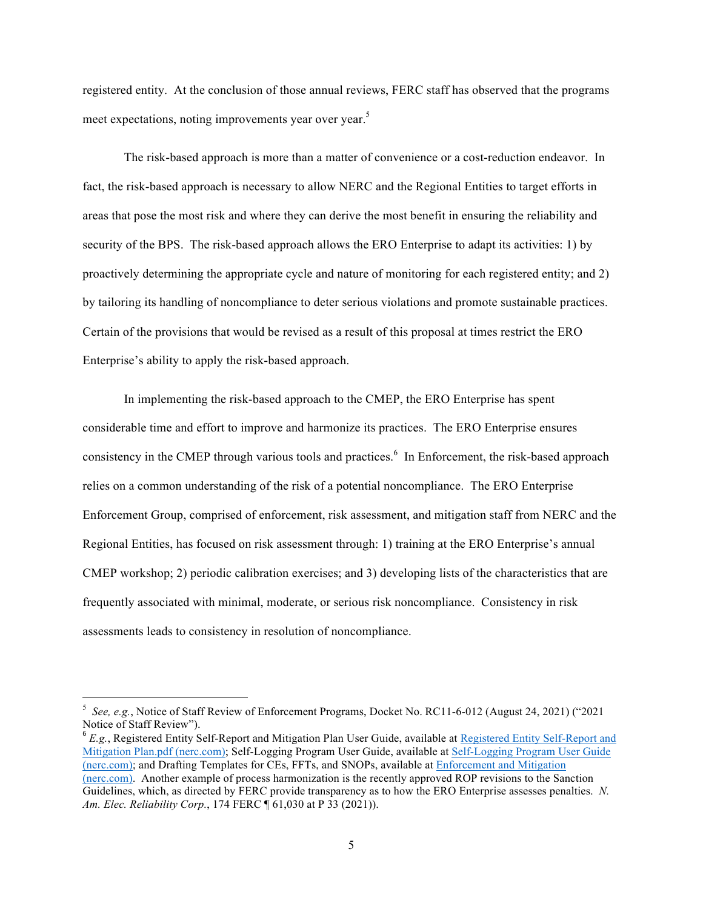registered entity. At the conclusion of those annual reviews, FERC staff has observed that the programs meet expectations, noting improvements year over year.[5]

The risk-based approach is more than a matter of convenience or a cost-reduction endeavor. In fact, the risk-based approach is necessary to allow NERC and the Regional Entities to target efforts in areas that pose the most risk and where they can derive the most benefit in ensuring the reliability and security of the BPS. The risk-based approach allows the ERO Enterprise to adapt its activities: 1) by proactively determining the appropriate cycle and nature of monitoring for each registered entity; and 2) by tailoring its handling of noncompliance to deter serious violations and promote sustainable practices. Certain of the provisions that would be revised as a result of this proposal at times restrict the ERO Enterprise's ability to apply the risk-based approach.

In implementing the risk-based approach to the CMEP, the ERO Enterprise has spent considerable time and effort to improve and harmonize its practices. The ERO Enterprise ensures consistency in the CMEP through various tools and practices.[6] In Enforcement, the risk-based approach relies on a common understanding of the risk of a potential noncompliance. The ERO Enterprise Enforcement Group, comprised of enforcement, risk assessment, and mitigation staff from NERC and the Regional Entities, has focused on risk assessment through: 1) training at the ERO Enterprise's annual CMEP workshop; 2) periodic calibration exercises; and 3) developing lists of the characteristics that are frequently associated with minimal, moderate, or serious risk noncompliance. Consistency in risk assessments leads to consistency in resolution of noncompliance.

---

[5] *See, e.g.*, Notice of Staff Review of Enforcement Programs, Docket No. RC11-6-012 (August 24, 2021) ("2021 Notice of Staff Review").

[6] *E.g.*, Registered Entity Self-Report and Mitigation Plan User Guide, available at Registered Entity Self-Report and Mitigation Plan.pdf (nerc.com); Self-Logging Program User Guide, available at Self-Logging Program User Guide (nerc.com); and Drafting Templates for CEs, FFTs, and SNOPs, available at Enforcement and Mitigation (nerc.com). Another example of process harmonization is the recently approved ROP revisions to the Sanction Guidelines, which, as directed by FERC provide transparency as to how the ERO Enterprise assesses penalties. *N. Am. Elec. Reliability Corp.*, 174 FERC ¶ 61,030 at P 33 (2021)).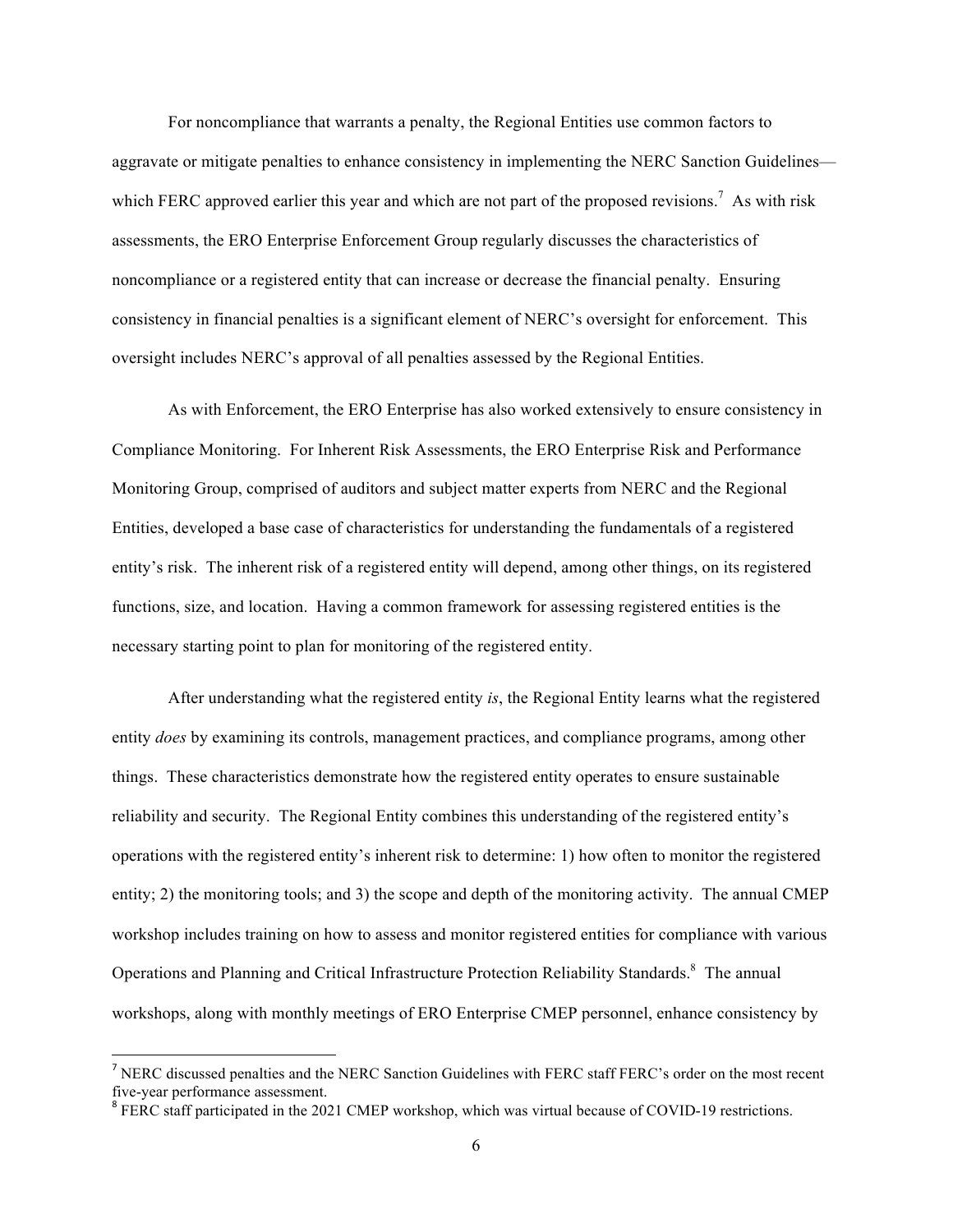For noncompliance that warrants a penalty, the Regional Entities use common factors to aggravate or mitigate penalties to enhance consistency in implementing the NERC Sanction Guidelines—which FERC approved earlier this year and which are not part of the proposed revisions.[7] As with risk assessments, the ERO Enterprise Enforcement Group regularly discusses the characteristics of noncompliance or a registered entity that can increase or decrease the financial penalty. Ensuring consistency in financial penalties is a significant element of NERC's oversight for enforcement. This oversight includes NERC's approval of all penalties assessed by the Regional Entities.

As with Enforcement, the ERO Enterprise has also worked extensively to ensure consistency in Compliance Monitoring. For Inherent Risk Assessments, the ERO Enterprise Risk and Performance Monitoring Group, comprised of auditors and subject matter experts from NERC and the Regional Entities, developed a base case of characteristics for understanding the fundamentals of a registered entity's risk. The inherent risk of a registered entity will depend, among other things, on its registered functions, size, and location. Having a common framework for assessing registered entities is the necessary starting point to plan for monitoring of the registered entity.

After understanding what the registered entity *is*, the Regional Entity learns what the registered entity *does* by examining its controls, management practices, and compliance programs, among other things. These characteristics demonstrate how the registered entity operates to ensure sustainable reliability and security. The Regional Entity combines this understanding of the registered entity's operations with the registered entity's inherent risk to determine: 1) how often to monitor the registered entity; 2) the monitoring tools; and 3) the scope and depth of the monitoring activity. The annual CMEP workshop includes training on how to assess and monitor registered entities for compliance with various Operations and Planning and Critical Infrastructure Protection Reliability Standards.[8] The annual workshops, along with monthly meetings of ERO Enterprise CMEP personnel, enhance consistency by

---

[7] NERC discussed penalties and the NERC Sanction Guidelines with FERC staff FERC's order on the most recent five-year performance assessment.

[8] FERC staff participated in the 2021 CMEP workshop, which was virtual because of COVID-19 restrictions.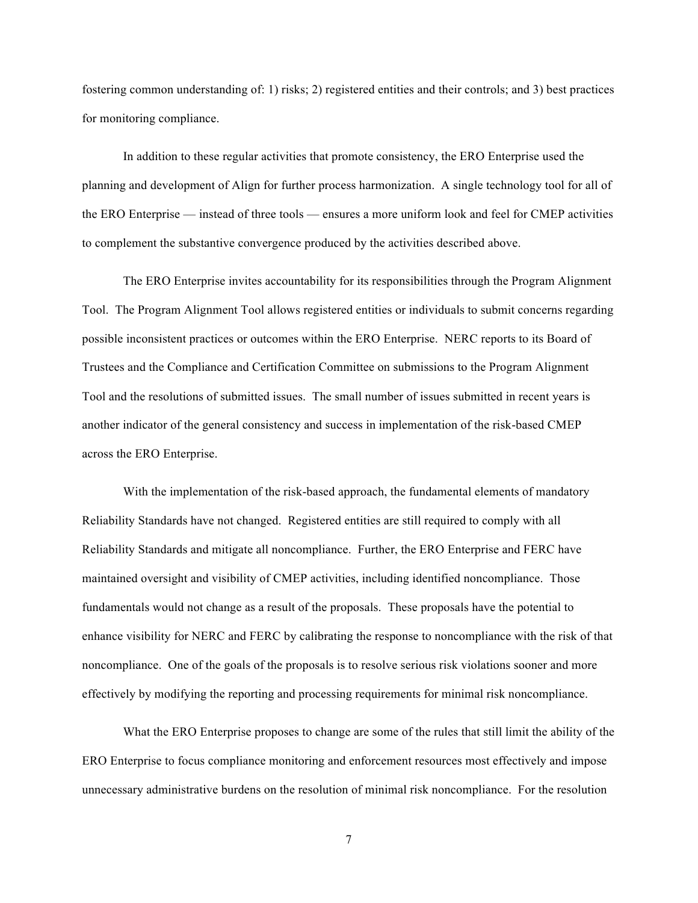fostering common understanding of: 1) risks; 2) registered entities and their controls; and 3) best practices for monitoring compliance.

In addition to these regular activities that promote consistency, the ERO Enterprise used the planning and development of Align for further process harmonization. A single technology tool for all of the ERO Enterprise — instead of three tools — ensures a more uniform look and feel for CMEP activities to complement the substantive convergence produced by the activities described above.

The ERO Enterprise invites accountability for its responsibilities through the Program Alignment Tool. The Program Alignment Tool allows registered entities or individuals to submit concerns regarding possible inconsistent practices or outcomes within the ERO Enterprise. NERC reports to its Board of Trustees and the Compliance and Certification Committee on submissions to the Program Alignment Tool and the resolutions of submitted issues. The small number of issues submitted in recent years is another indicator of the general consistency and success in implementation of the risk-based CMEP across the ERO Enterprise.

With the implementation of the risk-based approach, the fundamental elements of mandatory Reliability Standards have not changed. Registered entities are still required to comply with all Reliability Standards and mitigate all noncompliance. Further, the ERO Enterprise and FERC have maintained oversight and visibility of CMEP activities, including identified noncompliance. Those fundamentals would not change as a result of the proposals. These proposals have the potential to enhance visibility for NERC and FERC by calibrating the response to noncompliance with the risk of that noncompliance. One of the goals of the proposals is to resolve serious risk violations sooner and more effectively by modifying the reporting and processing requirements for minimal risk noncompliance.

What the ERO Enterprise proposes to change are some of the rules that still limit the ability of the ERO Enterprise to focus compliance monitoring and enforcement resources most effectively and impose unnecessary administrative burdens on the resolution of minimal risk noncompliance. For the resolution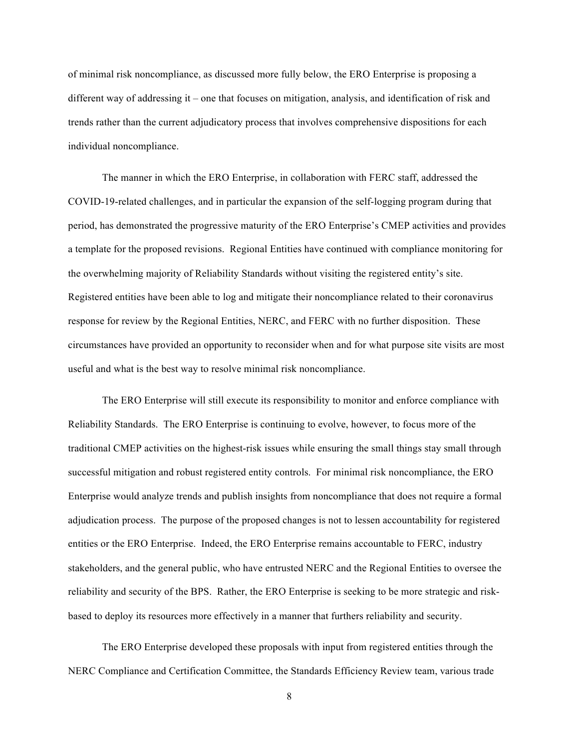of minimal risk noncompliance, as discussed more fully below, the ERO Enterprise is proposing a different way of addressing it – one that focuses on mitigation, analysis, and identification of risk and trends rather than the current adjudicatory process that involves comprehensive dispositions for each individual noncompliance.

The manner in which the ERO Enterprise, in collaboration with FERC staff, addressed the COVID-19-related challenges, and in particular the expansion of the self-logging program during that period, has demonstrated the progressive maturity of the ERO Enterprise's CMEP activities and provides a template for the proposed revisions. Regional Entities have continued with compliance monitoring for the overwhelming majority of Reliability Standards without visiting the registered entity's site. Registered entities have been able to log and mitigate their noncompliance related to their coronavirus response for review by the Regional Entities, NERC, and FERC with no further disposition. These circumstances have provided an opportunity to reconsider when and for what purpose site visits are most useful and what is the best way to resolve minimal risk noncompliance.

The ERO Enterprise will still execute its responsibility to monitor and enforce compliance with Reliability Standards. The ERO Enterprise is continuing to evolve, however, to focus more of the traditional CMEP activities on the highest-risk issues while ensuring the small things stay small through successful mitigation and robust registered entity controls. For minimal risk noncompliance, the ERO Enterprise would analyze trends and publish insights from noncompliance that does not require a formal adjudication process. The purpose of the proposed changes is not to lessen accountability for registered entities or the ERO Enterprise. Indeed, the ERO Enterprise remains accountable to FERC, industry stakeholders, and the general public, who have entrusted NERC and the Regional Entities to oversee the reliability and security of the BPS. Rather, the ERO Enterprise is seeking to be more strategic and risk-based to deploy its resources more effectively in a manner that furthers reliability and security.

The ERO Enterprise developed these proposals with input from registered entities through the NERC Compliance and Certification Committee, the Standards Efficiency Review team, various trade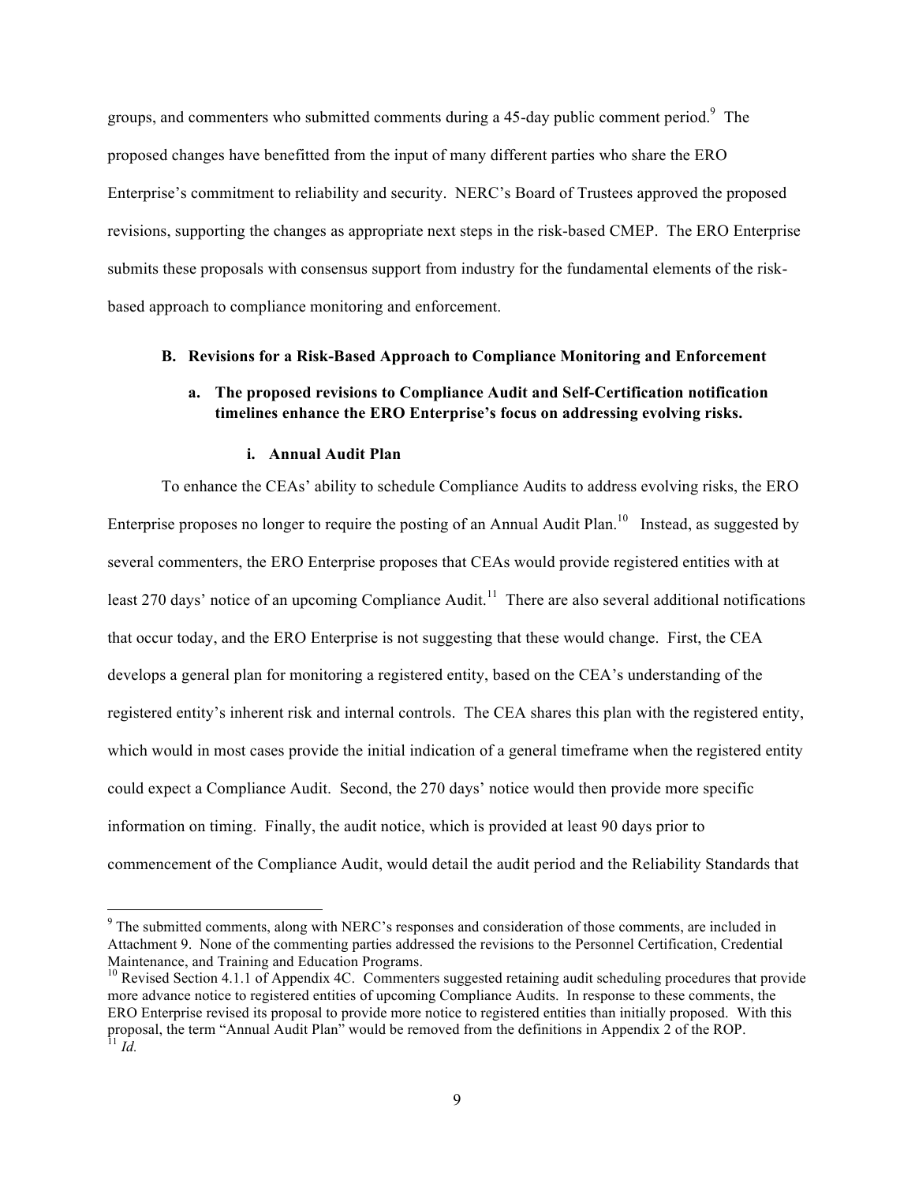groups, and commenters who submitted comments during a 45-day public comment period.[9] The proposed changes have benefitted from the input of many different parties who share the ERO Enterprise's commitment to reliability and security. NERC's Board of Trustees approved the proposed revisions, supporting the changes as appropriate next steps in the risk-based CMEP. The ERO Enterprise submits these proposals with consensus support from industry for the fundamental elements of the risk-based approach to compliance monitoring and enforcement.

### B. Revisions for a Risk-Based Approach to Compliance Monitoring and Enforcement

#### a. The proposed revisions to Compliance Audit and Self-Certification notification timelines enhance the ERO Enterprise's focus on addressing evolving risks.

##### i. Annual Audit Plan

To enhance the CEAs' ability to schedule Compliance Audits to address evolving risks, the ERO Enterprise proposes no longer to require the posting of an Annual Audit Plan.[10] Instead, as suggested by several commenters, the ERO Enterprise proposes that CEAs would provide registered entities with at least 270 days' notice of an upcoming Compliance Audit.[11] There are also several additional notifications that occur today, and the ERO Enterprise is not suggesting that these would change. First, the CEA develops a general plan for monitoring a registered entity, based on the CEA's understanding of the registered entity's inherent risk and internal controls. The CEA shares this plan with the registered entity, which would in most cases provide the initial indication of a general timeframe when the registered entity could expect a Compliance Audit. Second, the 270 days' notice would then provide more specific information on timing. Finally, the audit notice, which is provided at least 90 days prior to commencement of the Compliance Audit, would detail the audit period and the Reliability Standards that

---

[9] The submitted comments, along with NERC's responses and consideration of those comments, are included in Attachment 9. None of the commenting parties addressed the revisions to the Personnel Certification, Credential Maintenance, and Training and Education Programs.

[10] Revised Section 4.1.1 of Appendix 4C. Commenters suggested retaining audit scheduling procedures that provide more advance notice to registered entities of upcoming Compliance Audits. In response to these comments, the ERO Enterprise revised its proposal to provide more notice to registered entities than initially proposed. With this proposal, the term "Annual Audit Plan" would be removed from the definitions in Appendix 2 of the ROP.

[11] *Id.*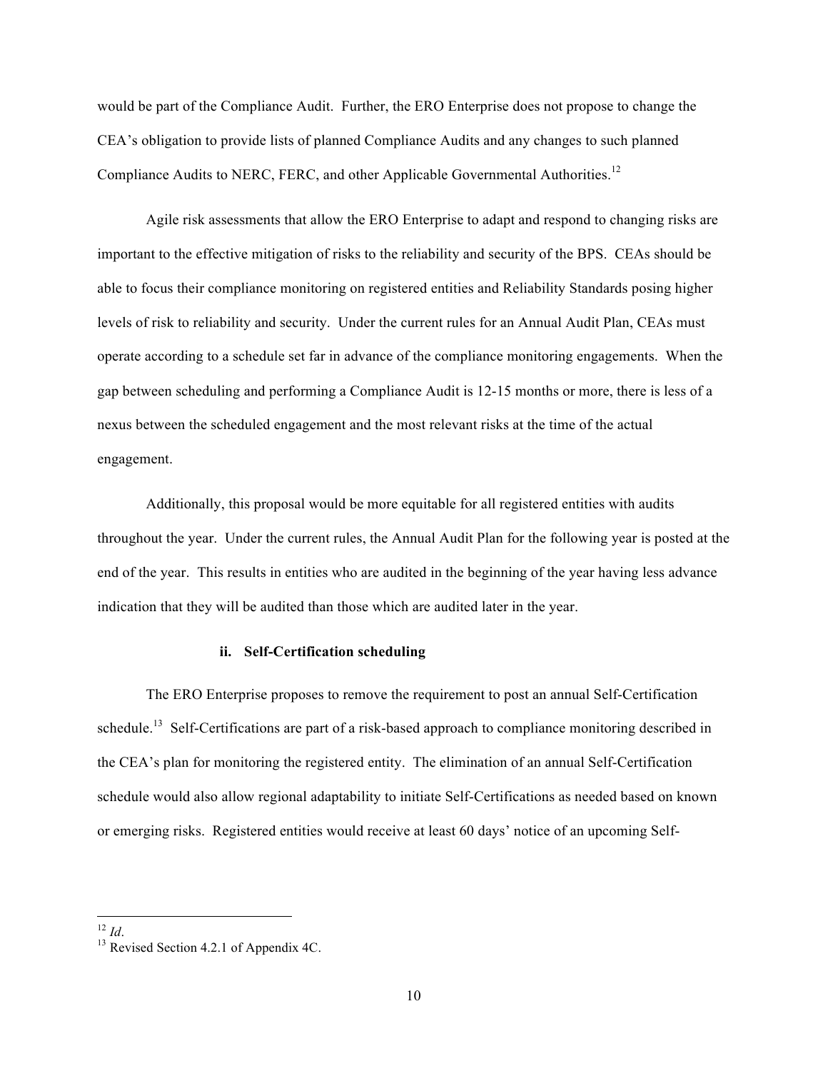would be part of the Compliance Audit. Further, the ERO Enterprise does not propose to change the CEA's obligation to provide lists of planned Compliance Audits and any changes to such planned Compliance Audits to NERC, FERC, and other Applicable Governmental Authorities.[12]

Agile risk assessments that allow the ERO Enterprise to adapt and respond to changing risks are important to the effective mitigation of risks to the reliability and security of the BPS. CEAs should be able to focus their compliance monitoring on registered entities and Reliability Standards posing higher levels of risk to reliability and security. Under the current rules for an Annual Audit Plan, CEAs must operate according to a schedule set far in advance of the compliance monitoring engagements. When the gap between scheduling and performing a Compliance Audit is 12-15 months or more, there is less of a nexus between the scheduled engagement and the most relevant risks at the time of the actual engagement.

Additionally, this proposal would be more equitable for all registered entities with audits throughout the year. Under the current rules, the Annual Audit Plan for the following year is posted at the end of the year. This results in entities who are audited in the beginning of the year having less advance indication that they will be audited than those which are audited later in the year.

#### ii. Self-Certification scheduling

The ERO Enterprise proposes to remove the requirement to post an annual Self-Certification schedule.[13] Self-Certifications are part of a risk-based approach to compliance monitoring described in the CEA's plan for monitoring the registered entity. The elimination of an annual Self-Certification schedule would also allow regional adaptability to initiate Self-Certifications as needed based on known or emerging risks. Registered entities would receive at least 60 days' notice of an upcoming Self-

---

[12] *Id*.

[13] Revised Section 4.2.1 of Appendix 4C.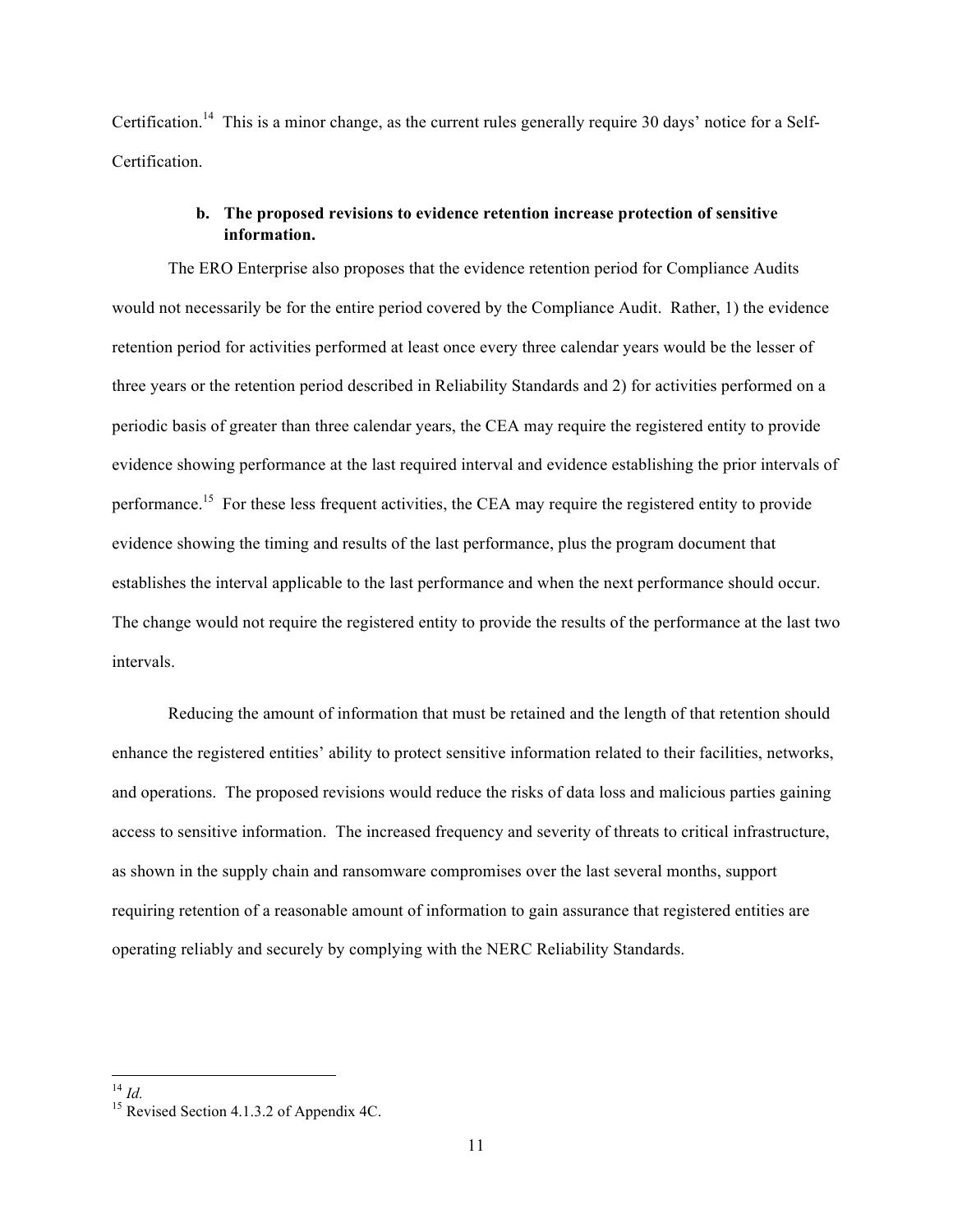Certification.[14] This is a minor change, as the current rules generally require 30 days' notice for a Self-Certification.

**b. The proposed revisions to evidence retention increase protection of sensitive information.**

The ERO Enterprise also proposes that the evidence retention period for Compliance Audits would not necessarily be for the entire period covered by the Compliance Audit. Rather, 1) the evidence retention period for activities performed at least once every three calendar years would be the lesser of three years or the retention period described in Reliability Standards and 2) for activities performed on a periodic basis of greater than three calendar years, the CEA may require the registered entity to provide evidence showing performance at the last required interval and evidence establishing the prior intervals of performance.[15] For these less frequent activities, the CEA may require the registered entity to provide evidence showing the timing and results of the last performance, plus the program document that establishes the interval applicable to the last performance and when the next performance should occur. The change would not require the registered entity to provide the results of the performance at the last two intervals.

Reducing the amount of information that must be retained and the length of that retention should enhance the registered entities' ability to protect sensitive information related to their facilities, networks, and operations. The proposed revisions would reduce the risks of data loss and malicious parties gaining access to sensitive information. The increased frequency and severity of threats to critical infrastructure, as shown in the supply chain and ransomware compromises over the last several months, support requiring retention of a reasonable amount of information to gain assurance that registered entities are operating reliably and securely by complying with the NERC Reliability Standards.

---

[14] *Id.*

[15] Revised Section 4.1.3.2 of Appendix 4C.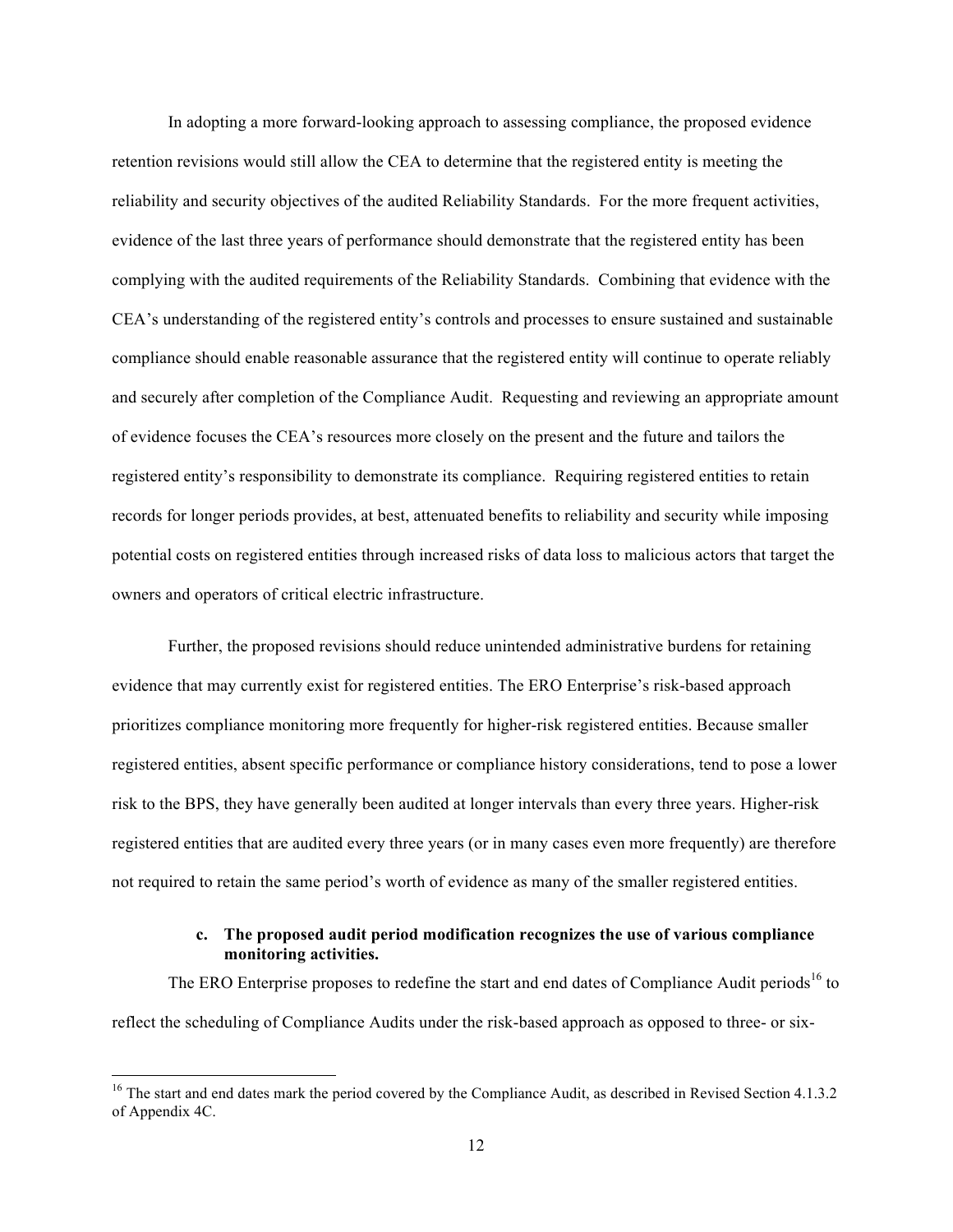In adopting a more forward-looking approach to assessing compliance, the proposed evidence retention revisions would still allow the CEA to determine that the registered entity is meeting the reliability and security objectives of the audited Reliability Standards. For the more frequent activities, evidence of the last three years of performance should demonstrate that the registered entity has been complying with the audited requirements of the Reliability Standards. Combining that evidence with the CEA's understanding of the registered entity's controls and processes to ensure sustained and sustainable compliance should enable reasonable assurance that the registered entity will continue to operate reliably and securely after completion of the Compliance Audit. Requesting and reviewing an appropriate amount of evidence focuses the CEA's resources more closely on the present and the future and tailors the registered entity's responsibility to demonstrate its compliance. Requiring registered entities to retain records for longer periods provides, at best, attenuated benefits to reliability and security while imposing potential costs on registered entities through increased risks of data loss to malicious actors that target the owners and operators of critical electric infrastructure.

Further, the proposed revisions should reduce unintended administrative burdens for retaining evidence that may currently exist for registered entities. The ERO Enterprise's risk-based approach prioritizes compliance monitoring more frequently for higher-risk registered entities. Because smaller registered entities, absent specific performance or compliance history considerations, tend to pose a lower risk to the BPS, they have generally been audited at longer intervals than every three years. Higher-risk registered entities that are audited every three years (or in many cases even more frequently) are therefore not required to retain the same period's worth of evidence as many of the smaller registered entities.

### c. The proposed audit period modification recognizes the use of various compliance monitoring activities.

The ERO Enterprise proposes to redefine the start and end dates of Compliance Audit periods[16] to reflect the scheduling of Compliance Audits under the risk-based approach as opposed to three- or six-

[16] The start and end dates mark the period covered by the Compliance Audit, as described in Revised Section 4.1.3.2 of Appendix 4C.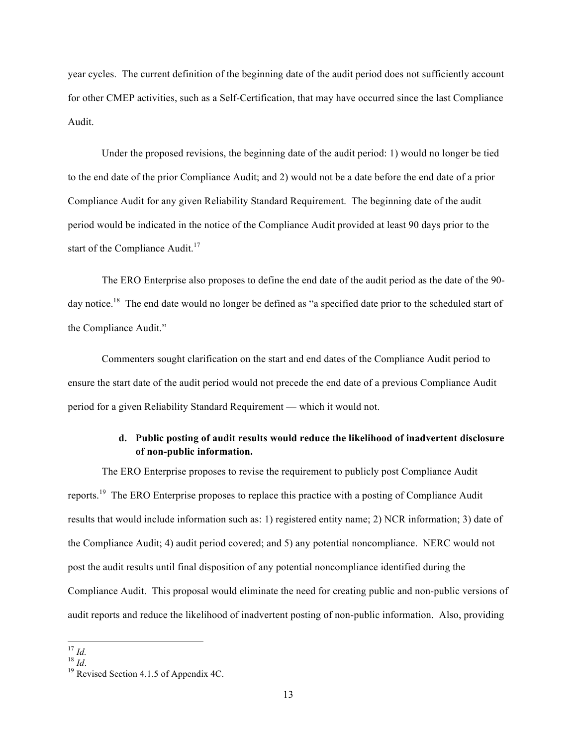year cycles. The current definition of the beginning date of the audit period does not sufficiently account for other CMEP activities, such as a Self-Certification, that may have occurred since the last Compliance Audit.

Under the proposed revisions, the beginning date of the audit period: 1) would no longer be tied to the end date of the prior Compliance Audit; and 2) would not be a date before the end date of a prior Compliance Audit for any given Reliability Standard Requirement. The beginning date of the audit period would be indicated in the notice of the Compliance Audit provided at least 90 days prior to the start of the Compliance Audit.[17]

The ERO Enterprise also proposes to define the end date of the audit period as the date of the 90-day notice.[18] The end date would no longer be defined as "a specified date prior to the scheduled start of the Compliance Audit."

Commenters sought clarification on the start and end dates of the Compliance Audit period to ensure the start date of the audit period would not precede the end date of a previous Compliance Audit period for a given Reliability Standard Requirement — which it would not.

#### d. Public posting of audit results would reduce the likelihood of inadvertent disclosure of non-public information.

The ERO Enterprise proposes to revise the requirement to publicly post Compliance Audit reports.[19] The ERO Enterprise proposes to replace this practice with a posting of Compliance Audit results that would include information such as: 1) registered entity name; 2) NCR information; 3) date of the Compliance Audit; 4) audit period covered; and 5) any potential noncompliance. NERC would not post the audit results until final disposition of any potential noncompliance identified during the Compliance Audit. This proposal would eliminate the need for creating public and non-public versions of audit reports and reduce the likelihood of inadvertent posting of non-public information. Also, providing

---

[17] *Id.*

[18] *Id*.

[19] Revised Section 4.1.5 of Appendix 4C.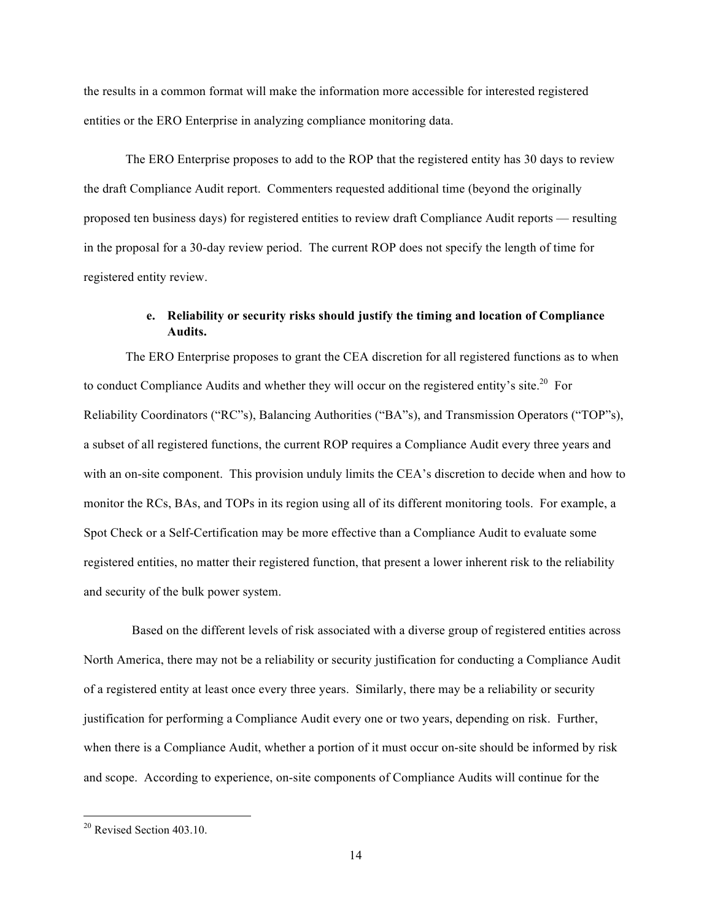the results in a common format will make the information more accessible for interested registered entities or the ERO Enterprise in analyzing compliance monitoring data.

The ERO Enterprise proposes to add to the ROP that the registered entity has 30 days to review the draft Compliance Audit report. Commenters requested additional time (beyond the originally proposed ten business days) for registered entities to review draft Compliance Audit reports — resulting in the proposal for a 30-day review period. The current ROP does not specify the length of time for registered entity review.

**e. Reliability or security risks should justify the timing and location of Compliance Audits.**

The ERO Enterprise proposes to grant the CEA discretion for all registered functions as to when to conduct Compliance Audits and whether they will occur on the registered entity's site.[20] For Reliability Coordinators ("RC"s), Balancing Authorities ("BA"s), and Transmission Operators ("TOP"s), a subset of all registered functions, the current ROP requires a Compliance Audit every three years and with an on-site component. This provision unduly limits the CEA's discretion to decide when and how to monitor the RCs, BAs, and TOPs in its region using all of its different monitoring tools. For example, a Spot Check or a Self-Certification may be more effective than a Compliance Audit to evaluate some registered entities, no matter their registered function, that present a lower inherent risk to the reliability and security of the bulk power system.

Based on the different levels of risk associated with a diverse group of registered entities across North America, there may not be a reliability or security justification for conducting a Compliance Audit of a registered entity at least once every three years. Similarly, there may be a reliability or security justification for performing a Compliance Audit every one or two years, depending on risk. Further, when there is a Compliance Audit, whether a portion of it must occur on-site should be informed by risk and scope. According to experience, on-site components of Compliance Audits will continue for the

[20] Revised Section 403.10.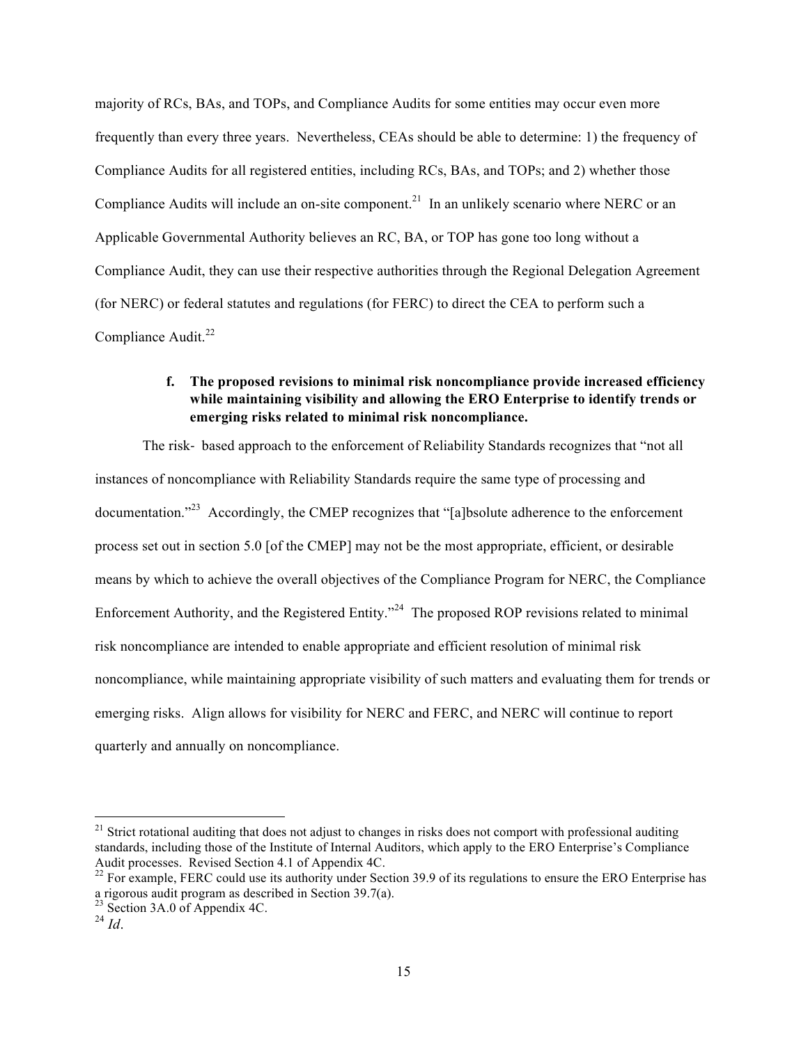majority of RCs, BAs, and TOPs, and Compliance Audits for some entities may occur even more frequently than every three years. Nevertheless, CEAs should be able to determine: 1) the frequency of Compliance Audits for all registered entities, including RCs, BAs, and TOPs; and 2) whether those Compliance Audits will include an on-site component.[21] In an unlikely scenario where NERC or an Applicable Governmental Authority believes an RC, BA, or TOP has gone too long without a Compliance Audit, they can use their respective authorities through the Regional Delegation Agreement (for NERC) or federal statutes and regulations (for FERC) to direct the CEA to perform such a Compliance Audit.[22]

#### f. The proposed revisions to minimal risk noncompliance provide increased efficiency while maintaining visibility and allowing the ERO Enterprise to identify trends or emerging risks related to minimal risk noncompliance.

The risk- based approach to the enforcement of Reliability Standards recognizes that "not all instances of noncompliance with Reliability Standards require the same type of processing and documentation."[23] Accordingly, the CMEP recognizes that "[a]bsolute adherence to the enforcement process set out in section 5.0 [of the CMEP] may not be the most appropriate, efficient, or desirable means by which to achieve the overall objectives of the Compliance Program for NERC, the Compliance Enforcement Authority, and the Registered Entity."[24] The proposed ROP revisions related to minimal risk noncompliance are intended to enable appropriate and efficient resolution of minimal risk noncompliance, while maintaining appropriate visibility of such matters and evaluating them for trends or emerging risks. Align allows for visibility for NERC and FERC, and NERC will continue to report quarterly and annually on noncompliance.

---

[21] Strict rotational auditing that does not adjust to changes in risks does not comport with professional auditing standards, including those of the Institute of Internal Auditors, which apply to the ERO Enterprise's Compliance Audit processes. Revised Section 4.1 of Appendix 4C.

[22] For example, FERC could use its authority under Section 39.9 of its regulations to ensure the ERO Enterprise has a rigorous audit program as described in Section 39.7(a).

[23] Section 3A.0 of Appendix 4C.

[24] *Id*.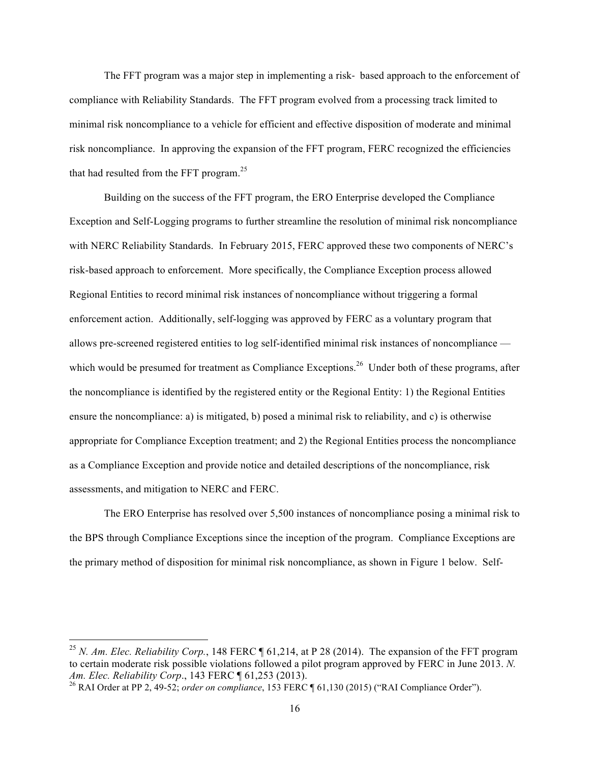The FFT program was a major step in implementing a risk- based approach to the enforcement of compliance with Reliability Standards. The FFT program evolved from a processing track limited to minimal risk noncompliance to a vehicle for efficient and effective disposition of moderate and minimal risk noncompliance. In approving the expansion of the FFT program, FERC recognized the efficiencies that had resulted from the FFT program.[25]

Building on the success of the FFT program, the ERO Enterprise developed the Compliance Exception and Self-Logging programs to further streamline the resolution of minimal risk noncompliance with NERC Reliability Standards. In February 2015, FERC approved these two components of NERC's risk-based approach to enforcement. More specifically, the Compliance Exception process allowed Regional Entities to record minimal risk instances of noncompliance without triggering a formal enforcement action. Additionally, self-logging was approved by FERC as a voluntary program that allows pre-screened registered entities to log self-identified minimal risk instances of noncompliance — which would be presumed for treatment as Compliance Exceptions.[26] Under both of these programs, after the noncompliance is identified by the registered entity or the Regional Entity: 1) the Regional Entities ensure the noncompliance: a) is mitigated, b) posed a minimal risk to reliability, and c) is otherwise appropriate for Compliance Exception treatment; and 2) the Regional Entities process the noncompliance as a Compliance Exception and provide notice and detailed descriptions of the noncompliance, risk assessments, and mitigation to NERC and FERC.

The ERO Enterprise has resolved over 5,500 instances of noncompliance posing a minimal risk to the BPS through Compliance Exceptions since the inception of the program. Compliance Exceptions are the primary method of disposition for minimal risk noncompliance, as shown in Figure 1 below. Self-

---

[25] *N. Am. Elec. Reliability Corp.*, 148 FERC ¶ 61,214, at P 28 (2014). The expansion of the FFT program to certain moderate risk possible violations followed a pilot program approved by FERC in June 2013. *N. Am. Elec. Reliability Corp*., 143 FERC ¶ 61,253 (2013).

[26] RAI Order at PP 2, 49-52; *order on compliance*, 153 FERC ¶ 61,130 (2015) ("RAI Compliance Order").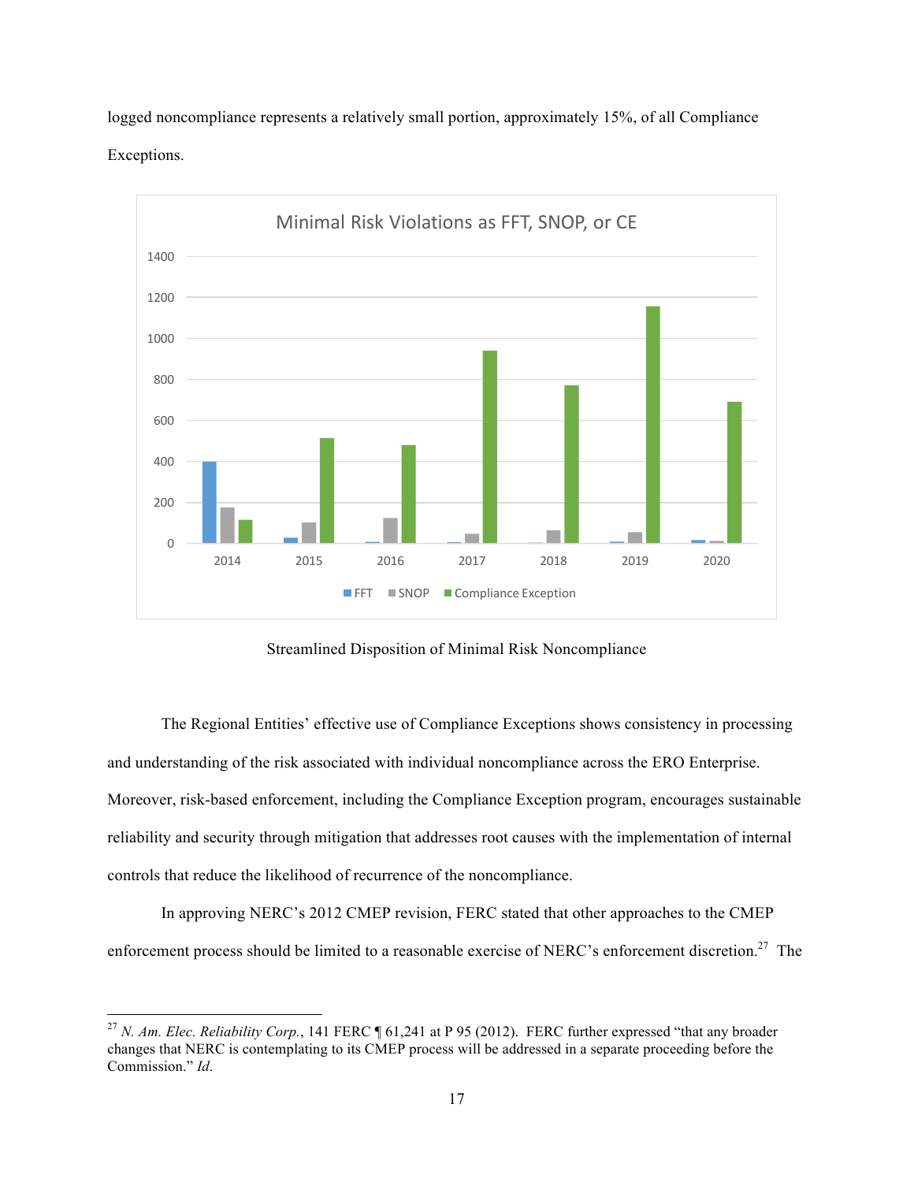logged noncompliance represents a relatively small portion, approximately 15%, of all Compliance Exceptions.

Streamlined Disposition of Minimal Risk Noncompliance

The Regional Entities' effective use of Compliance Exceptions shows consistency in processing and understanding of the risk associated with individual noncompliance across the ERO Enterprise. Moreover, risk-based enforcement, including the Compliance Exception program, encourages sustainable reliability and security through mitigation that addresses root causes with the implementation of internal controls that reduce the likelihood of recurrence of the noncompliance.

In approving NERC's 2012 CMEP revision, FERC stated that other approaches to the CMEP enforcement process should be limited to a reasonable exercise of NERC's enforcement discretion.[27] The

[27] *N. Am. Elec. Reliability Corp.*, 141 FERC ¶ 61,241 at P 95 (2012). FERC further expressed "that any broader changes that NERC is contemplating to its CMEP process will be addressed in a separate proceeding before the Commission." *Id*.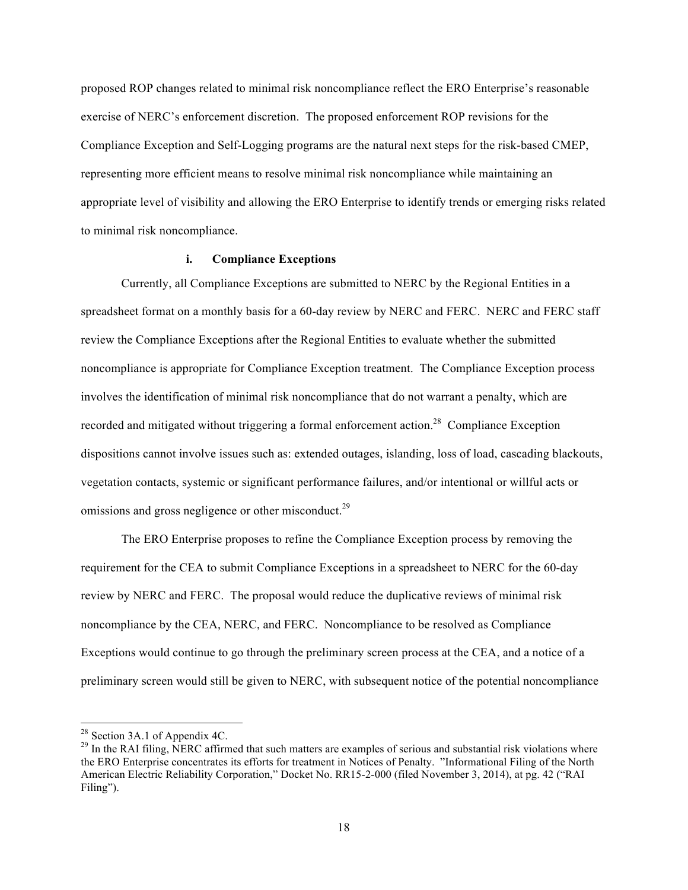proposed ROP changes related to minimal risk noncompliance reflect the ERO Enterprise's reasonable exercise of NERC's enforcement discretion. The proposed enforcement ROP revisions for the Compliance Exception and Self-Logging programs are the natural next steps for the risk-based CMEP, representing more efficient means to resolve minimal risk noncompliance while maintaining an appropriate level of visibility and allowing the ERO Enterprise to identify trends or emerging risks related to minimal risk noncompliance.

#### i. Compliance Exceptions

Currently, all Compliance Exceptions are submitted to NERC by the Regional Entities in a spreadsheet format on a monthly basis for a 60-day review by NERC and FERC. NERC and FERC staff review the Compliance Exceptions after the Regional Entities to evaluate whether the submitted noncompliance is appropriate for Compliance Exception treatment. The Compliance Exception process involves the identification of minimal risk noncompliance that do not warrant a penalty, which are recorded and mitigated without triggering a formal enforcement action.[28] Compliance Exception dispositions cannot involve issues such as: extended outages, islanding, loss of load, cascading blackouts, vegetation contacts, systemic or significant performance failures, and/or intentional or willful acts or omissions and gross negligence or other misconduct.[29]

The ERO Enterprise proposes to refine the Compliance Exception process by removing the requirement for the CEA to submit Compliance Exceptions in a spreadsheet to NERC for the 60-day review by NERC and FERC. The proposal would reduce the duplicative reviews of minimal risk noncompliance by the CEA, NERC, and FERC. Noncompliance to be resolved as Compliance Exceptions would continue to go through the preliminary screen process at the CEA, and a notice of a preliminary screen would still be given to NERC, with subsequent notice of the potential noncompliance

---

[28] Section 3A.1 of Appendix 4C.

[29] In the RAI filing, NERC affirmed that such matters are examples of serious and substantial risk violations where the ERO Enterprise concentrates its efforts for treatment in Notices of Penalty. "Informational Filing of the North American Electric Reliability Corporation," Docket No. RR15-2-000 (filed November 3, 2014), at pg. 42 ("RAI Filing").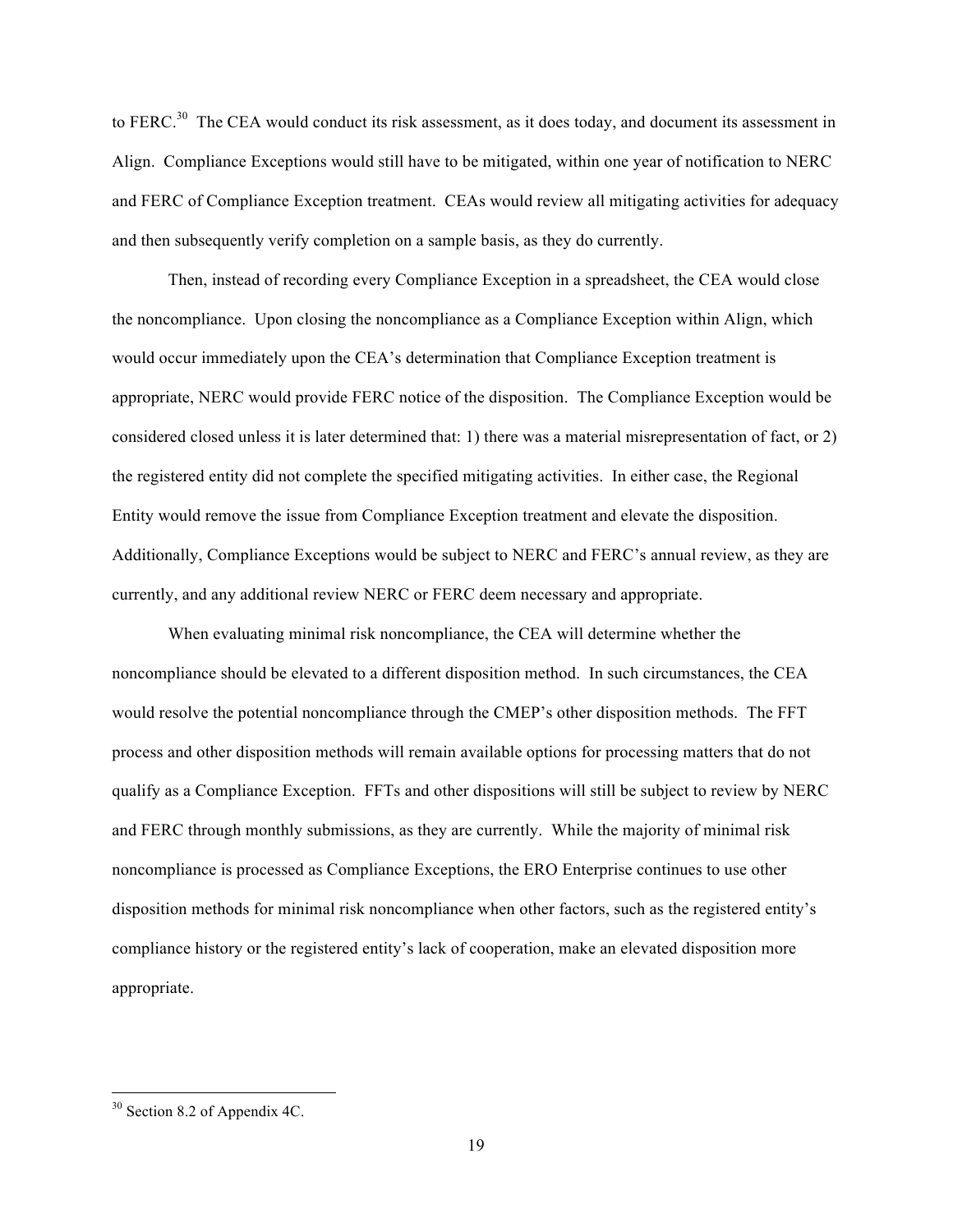to FERC.[30] The CEA would conduct its risk assessment, as it does today, and document its assessment in Align. Compliance Exceptions would still have to be mitigated, within one year of notification to NERC and FERC of Compliance Exception treatment. CEAs would review all mitigating activities for adequacy and then subsequently verify completion on a sample basis, as they do currently.

Then, instead of recording every Compliance Exception in a spreadsheet, the CEA would close the noncompliance. Upon closing the noncompliance as a Compliance Exception within Align, which would occur immediately upon the CEA's determination that Compliance Exception treatment is appropriate, NERC would provide FERC notice of the disposition. The Compliance Exception would be considered closed unless it is later determined that: 1) there was a material misrepresentation of fact, or 2) the registered entity did not complete the specified mitigating activities. In either case, the Regional Entity would remove the issue from Compliance Exception treatment and elevate the disposition. Additionally, Compliance Exceptions would be subject to NERC and FERC's annual review, as they are currently, and any additional review NERC or FERC deem necessary and appropriate.

When evaluating minimal risk noncompliance, the CEA will determine whether the noncompliance should be elevated to a different disposition method. In such circumstances, the CEA would resolve the potential noncompliance through the CMEP's other disposition methods. The FFT process and other disposition methods will remain available options for processing matters that do not qualify as a Compliance Exception. FFTs and other dispositions will still be subject to review by NERC and FERC through monthly submissions, as they are currently. While the majority of minimal risk noncompliance is processed as Compliance Exceptions, the ERO Enterprise continues to use other disposition methods for minimal risk noncompliance when other factors, such as the registered entity's compliance history or the registered entity's lack of cooperation, make an elevated disposition more appropriate.

---

[30] Section 8.2 of Appendix 4C.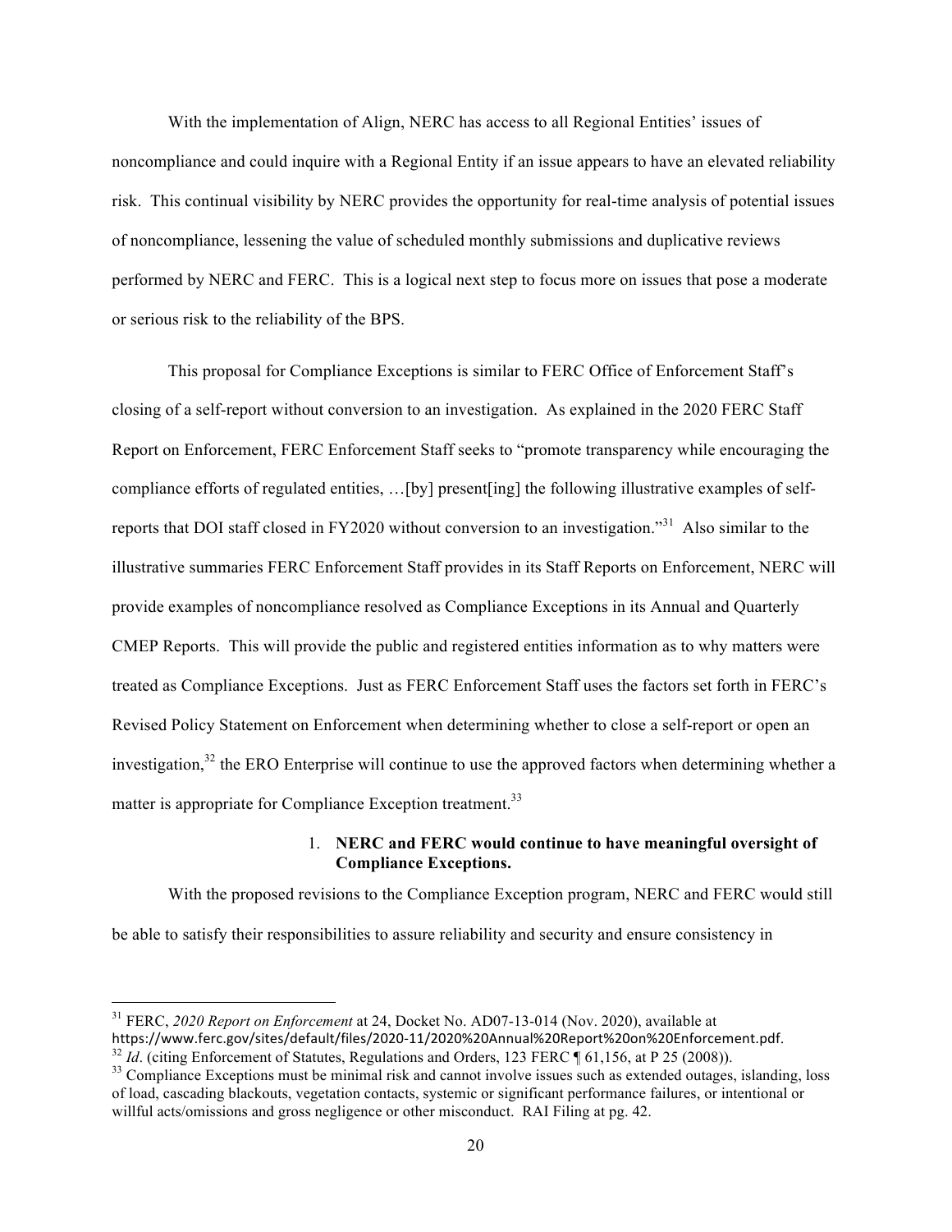With the implementation of Align, NERC has access to all Regional Entities' issues of noncompliance and could inquire with a Regional Entity if an issue appears to have an elevated reliability risk. This continual visibility by NERC provides the opportunity for real-time analysis of potential issues of noncompliance, lessening the value of scheduled monthly submissions and duplicative reviews performed by NERC and FERC. This is a logical next step to focus more on issues that pose a moderate or serious risk to the reliability of the BPS.

This proposal for Compliance Exceptions is similar to FERC Office of Enforcement Staff's closing of a self-report without conversion to an investigation. As explained in the 2020 FERC Staff Report on Enforcement, FERC Enforcement Staff seeks to "promote transparency while encouraging the compliance efforts of regulated entities, …[by] present[ing] the following illustrative examples of self-reports that DOI staff closed in FY2020 without conversion to an investigation."[31] Also similar to the illustrative summaries FERC Enforcement Staff provides in its Staff Reports on Enforcement, NERC will provide examples of noncompliance resolved as Compliance Exceptions in its Annual and Quarterly CMEP Reports. This will provide the public and registered entities information as to why matters were treated as Compliance Exceptions. Just as FERC Enforcement Staff uses the factors set forth in FERC's Revised Policy Statement on Enforcement when determining whether to close a self-report or open an investigation,[32] the ERO Enterprise will continue to use the approved factors when determining whether a matter is appropriate for Compliance Exception treatment.[33]

1. **NERC and FERC would continue to have meaningful oversight of Compliance Exceptions.**

With the proposed revisions to the Compliance Exception program, NERC and FERC would still be able to satisfy their responsibilities to assure reliability and security and ensure consistency in

---

[31] FERC, *2020 Report on Enforcement* at 24, Docket No. AD07-13-014 (Nov. 2020), available at https://www.ferc.gov/sites/default/files/2020-11/2020%20Annual%20Report%20on%20Enforcement.pdf.

[32] *Id*. (citing Enforcement of Statutes, Regulations and Orders, 123 FERC ¶ 61,156, at P 25 (2008)).

[33] Compliance Exceptions must be minimal risk and cannot involve issues such as extended outages, islanding, loss of load, cascading blackouts, vegetation contacts, systemic or significant performance failures, or intentional or willful acts/omissions and gross negligence or other misconduct. RAI Filing at pg. 42.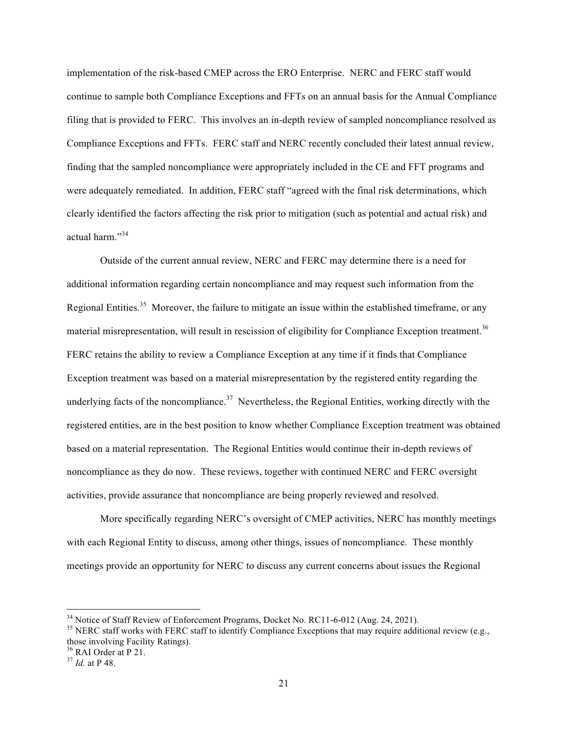implementation of the risk-based CMEP across the ERO Enterprise. NERC and FERC staff would continue to sample both Compliance Exceptions and FFTs on an annual basis for the Annual Compliance filing that is provided to FERC. This involves an in-depth review of sampled noncompliance resolved as Compliance Exceptions and FFTs. FERC staff and NERC recently concluded their latest annual review, finding that the sampled noncompliance were appropriately included in the CE and FFT programs and were adequately remediated. In addition, FERC staff "agreed with the final risk determinations, which clearly identified the factors affecting the risk prior to mitigation (such as potential and actual risk) and actual harm."[34]

Outside of the current annual review, NERC and FERC may determine there is a need for additional information regarding certain noncompliance and may request such information from the Regional Entities.[35] Moreover, the failure to mitigate an issue within the established timeframe, or any material misrepresentation, will result in rescission of eligibility for Compliance Exception treatment.[36] FERC retains the ability to review a Compliance Exception at any time if it finds that Compliance Exception treatment was based on a material misrepresentation by the registered entity regarding the underlying facts of the noncompliance.[37] Nevertheless, the Regional Entities, working directly with the registered entities, are in the best position to know whether Compliance Exception treatment was obtained based on a material representation. The Regional Entities would continue their in-depth reviews of noncompliance as they do now. These reviews, together with continued NERC and FERC oversight activities, provide assurance that noncompliance are being properly reviewed and resolved.

More specifically regarding NERC's oversight of CMEP activities, NERC has monthly meetings with each Regional Entity to discuss, among other things, issues of noncompliance. These monthly meetings provide an opportunity for NERC to discuss any current concerns about issues the Regional

---

[34] Notice of Staff Review of Enforcement Programs, Docket No. RC11-6-012 (Aug. 24, 2021).

[35] NERC staff works with FERC staff to identify Compliance Exceptions that may require additional review (e.g., those involving Facility Ratings).

[36] RAI Order at P 21.

[37] *Id.* at P 48.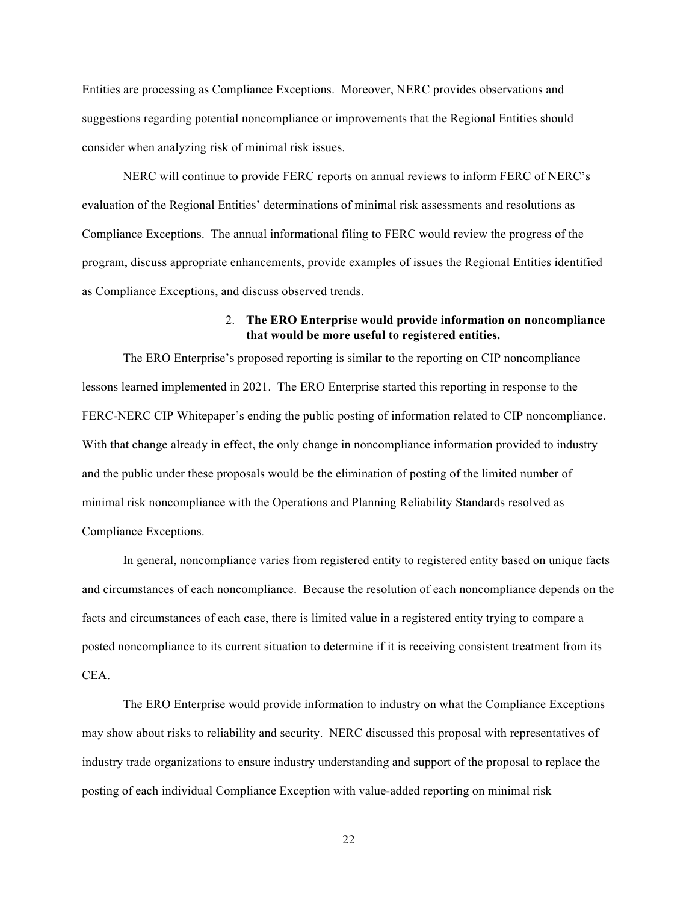Entities are processing as Compliance Exceptions. Moreover, NERC provides observations and suggestions regarding potential noncompliance or improvements that the Regional Entities should consider when analyzing risk of minimal risk issues.

NERC will continue to provide FERC reports on annual reviews to inform FERC of NERC's evaluation of the Regional Entities' determinations of minimal risk assessments and resolutions as Compliance Exceptions. The annual informational filing to FERC would review the progress of the program, discuss appropriate enhancements, provide examples of issues the Regional Entities identified as Compliance Exceptions, and discuss observed trends.

2. **The ERO Enterprise would provide information on noncompliance that would be more useful to registered entities.**

The ERO Enterprise's proposed reporting is similar to the reporting on CIP noncompliance lessons learned implemented in 2021. The ERO Enterprise started this reporting in response to the FERC-NERC CIP Whitepaper's ending the public posting of information related to CIP noncompliance. With that change already in effect, the only change in noncompliance information provided to industry and the public under these proposals would be the elimination of posting of the limited number of minimal risk noncompliance with the Operations and Planning Reliability Standards resolved as Compliance Exceptions.

In general, noncompliance varies from registered entity to registered entity based on unique facts and circumstances of each noncompliance. Because the resolution of each noncompliance depends on the facts and circumstances of each case, there is limited value in a registered entity trying to compare a posted noncompliance to its current situation to determine if it is receiving consistent treatment from its CEA.

The ERO Enterprise would provide information to industry on what the Compliance Exceptions may show about risks to reliability and security. NERC discussed this proposal with representatives of industry trade organizations to ensure industry understanding and support of the proposal to replace the posting of each individual Compliance Exception with value-added reporting on minimal risk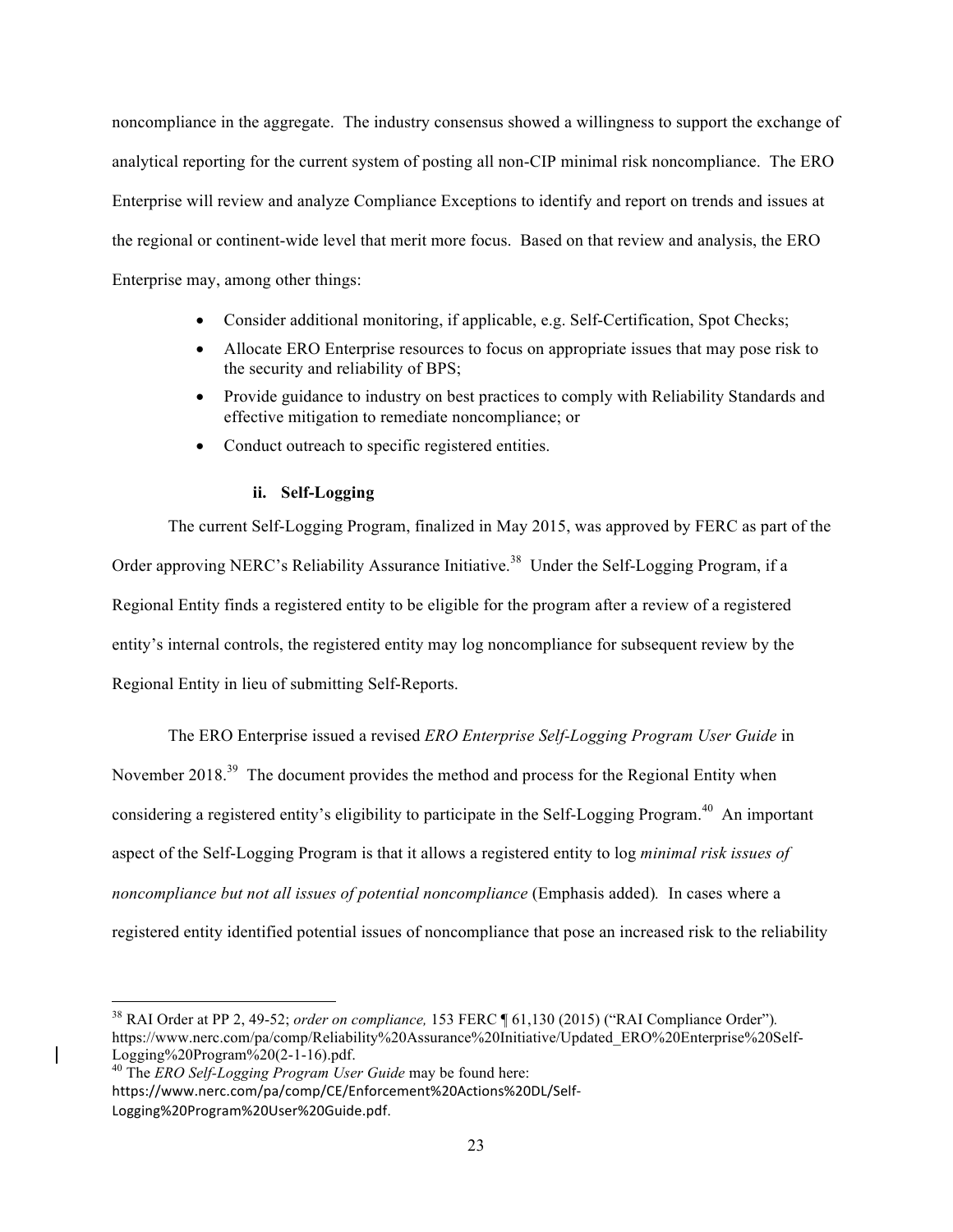noncompliance in the aggregate. The industry consensus showed a willingness to support the exchange of analytical reporting for the current system of posting all non-CIP minimal risk noncompliance. The ERO Enterprise will review and analyze Compliance Exceptions to identify and report on trends and issues at the regional or continent-wide level that merit more focus. Based on that review and analysis, the ERO Enterprise may, among other things:

- Consider additional monitoring, if applicable, e.g. Self-Certification, Spot Checks;
- Allocate ERO Enterprise resources to focus on appropriate issues that may pose risk to the security and reliability of BPS;
- Provide guidance to industry on best practices to comply with Reliability Standards and effective mitigation to remediate noncompliance; or
- Conduct outreach to specific registered entities.

#### ii. Self-Logging

The current Self-Logging Program, finalized in May 2015, was approved by FERC as part of the Order approving NERC's Reliability Assurance Initiative.[38] Under the Self-Logging Program, if a Regional Entity finds a registered entity to be eligible for the program after a review of a registered entity's internal controls, the registered entity may log noncompliance for subsequent review by the Regional Entity in lieu of submitting Self-Reports.

The ERO Enterprise issued a revised *ERO Enterprise Self-Logging Program User Guide* in November 2018.[39] The document provides the method and process for the Regional Entity when considering a registered entity's eligibility to participate in the Self-Logging Program.[40] An important aspect of the Self-Logging Program is that it allows a registered entity to log *minimal risk issues of noncompliance but not all issues of potential noncompliance* (Emphasis added). In cases where a registered entity identified potential issues of noncompliance that pose an increased risk to the reliability

---

[38] RAI Order at PP 2, 49-52; *order on compliance,* 153 FERC ¶ 61,130 (2015) ("RAI Compliance Order"). https://www.nerc.com/pa/comp/Reliability%20Assurance%20Initiative/Updated_ERO%20Enterprise%20Self-Logging%20Program%20(2-1-16).pdf.

[40] The *ERO Self-Logging Program User Guide* may be found here: https://www.nerc.com/pa/comp/CE/Enforcement%20Actions%20DL/Self-Logging%20Program%20User%20Guide.pdf.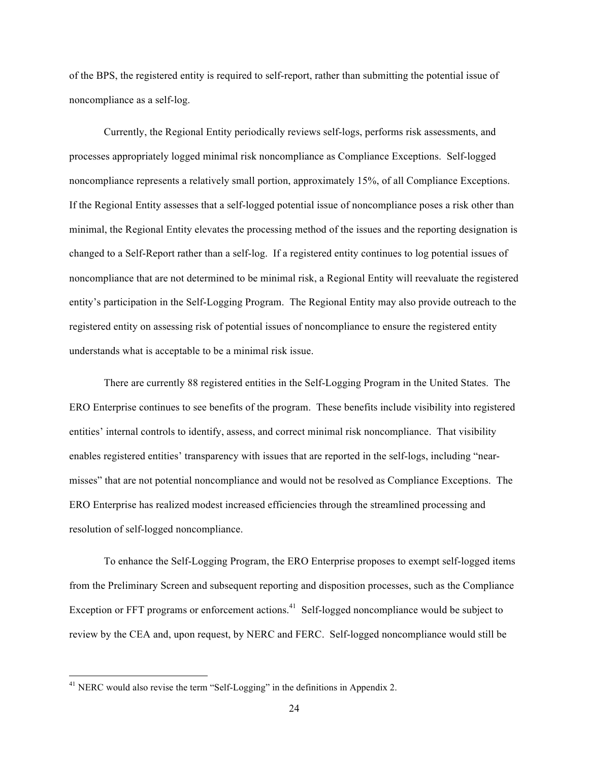of the BPS, the registered entity is required to self-report, rather than submitting the potential issue of noncompliance as a self-log.

Currently, the Regional Entity periodically reviews self-logs, performs risk assessments, and processes appropriately logged minimal risk noncompliance as Compliance Exceptions. Self-logged noncompliance represents a relatively small portion, approximately 15%, of all Compliance Exceptions. If the Regional Entity assesses that a self-logged potential issue of noncompliance poses a risk other than minimal, the Regional Entity elevates the processing method of the issues and the reporting designation is changed to a Self-Report rather than a self-log. If a registered entity continues to log potential issues of noncompliance that are not determined to be minimal risk, a Regional Entity will reevaluate the registered entity's participation in the Self-Logging Program. The Regional Entity may also provide outreach to the registered entity on assessing risk of potential issues of noncompliance to ensure the registered entity understands what is acceptable to be a minimal risk issue.

There are currently 88 registered entities in the Self-Logging Program in the United States. The ERO Enterprise continues to see benefits of the program. These benefits include visibility into registered entities' internal controls to identify, assess, and correct minimal risk noncompliance. That visibility enables registered entities' transparency with issues that are reported in the self-logs, including "near-misses" that are not potential noncompliance and would not be resolved as Compliance Exceptions. The ERO Enterprise has realized modest increased efficiencies through the streamlined processing and resolution of self-logged noncompliance.

To enhance the Self-Logging Program, the ERO Enterprise proposes to exempt self-logged items from the Preliminary Screen and subsequent reporting and disposition processes, such as the Compliance Exception or FFT programs or enforcement actions.[41] Self-logged noncompliance would be subject to review by the CEA and, upon request, by NERC and FERC. Self-logged noncompliance would still be

---

[41] NERC would also revise the term "Self-Logging" in the definitions in Appendix 2.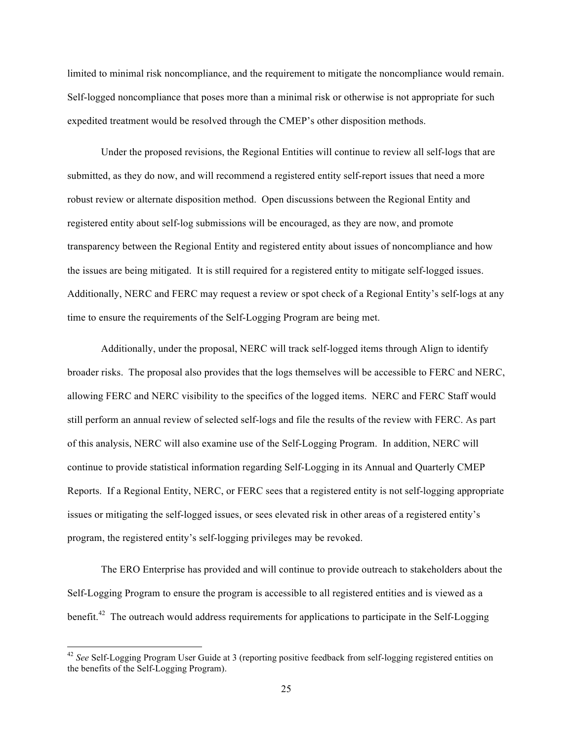limited to minimal risk noncompliance, and the requirement to mitigate the noncompliance would remain. Self-logged noncompliance that poses more than a minimal risk or otherwise is not appropriate for such expedited treatment would be resolved through the CMEP's other disposition methods.

Under the proposed revisions, the Regional Entities will continue to review all self-logs that are submitted, as they do now, and will recommend a registered entity self-report issues that need a more robust review or alternate disposition method. Open discussions between the Regional Entity and registered entity about self-log submissions will be encouraged, as they are now, and promote transparency between the Regional Entity and registered entity about issues of noncompliance and how the issues are being mitigated. It is still required for a registered entity to mitigate self-logged issues. Additionally, NERC and FERC may request a review or spot check of a Regional Entity's self-logs at any time to ensure the requirements of the Self-Logging Program are being met.

Additionally, under the proposal, NERC will track self-logged items through Align to identify broader risks. The proposal also provides that the logs themselves will be accessible to FERC and NERC, allowing FERC and NERC visibility to the specifics of the logged items. NERC and FERC Staff would still perform an annual review of selected self-logs and file the results of the review with FERC. As part of this analysis, NERC will also examine use of the Self-Logging Program. In addition, NERC will continue to provide statistical information regarding Self-Logging in its Annual and Quarterly CMEP Reports. If a Regional Entity, NERC, or FERC sees that a registered entity is not self-logging appropriate issues or mitigating the self-logged issues, or sees elevated risk in other areas of a registered entity's program, the registered entity's self-logging privileges may be revoked.

The ERO Enterprise has provided and will continue to provide outreach to stakeholders about the Self-Logging Program to ensure the program is accessible to all registered entities and is viewed as a benefit.[42] The outreach would address requirements for applications to participate in the Self-Logging

---

[42] *See* Self-Logging Program User Guide at 3 (reporting positive feedback from self-logging registered entities on the benefits of the Self-Logging Program).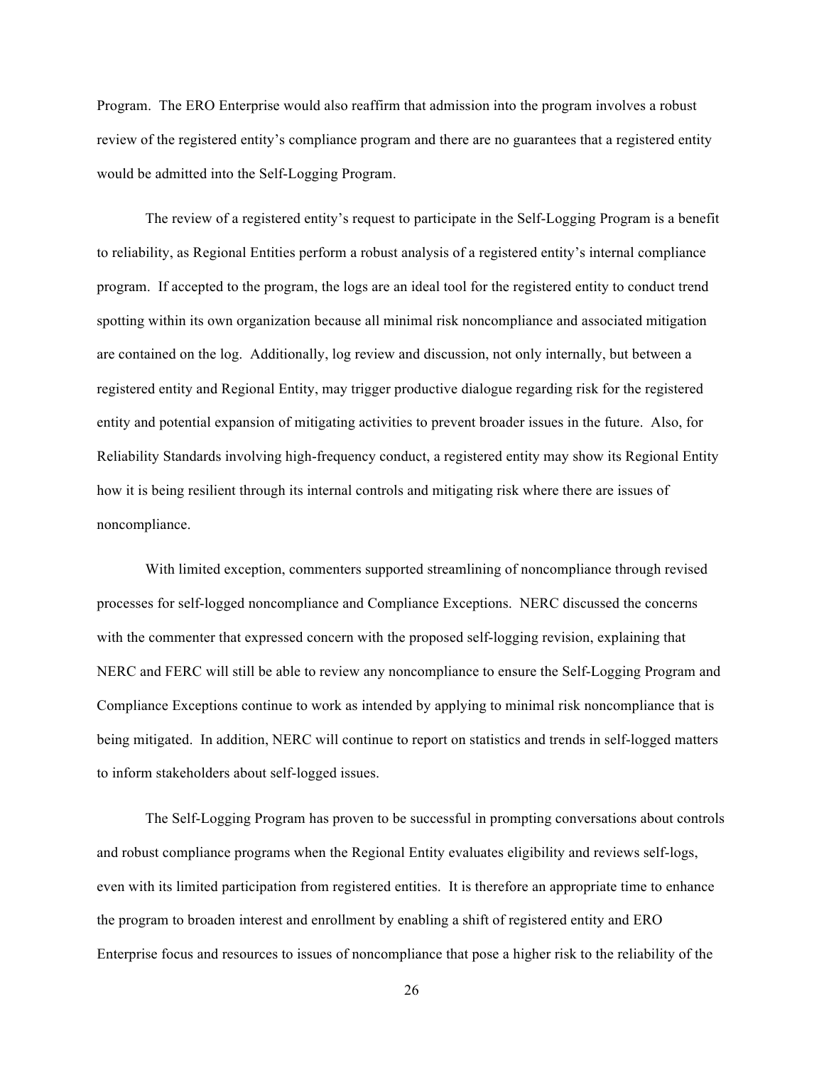Program. The ERO Enterprise would also reaffirm that admission into the program involves a robust review of the registered entity's compliance program and there are no guarantees that a registered entity would be admitted into the Self-Logging Program.

The review of a registered entity's request to participate in the Self-Logging Program is a benefit to reliability, as Regional Entities perform a robust analysis of a registered entity's internal compliance program. If accepted to the program, the logs are an ideal tool for the registered entity to conduct trend spotting within its own organization because all minimal risk noncompliance and associated mitigation are contained on the log. Additionally, log review and discussion, not only internally, but between a registered entity and Regional Entity, may trigger productive dialogue regarding risk for the registered entity and potential expansion of mitigating activities to prevent broader issues in the future. Also, for Reliability Standards involving high-frequency conduct, a registered entity may show its Regional Entity how it is being resilient through its internal controls and mitigating risk where there are issues of noncompliance.

With limited exception, commenters supported streamlining of noncompliance through revised processes for self-logged noncompliance and Compliance Exceptions. NERC discussed the concerns with the commenter that expressed concern with the proposed self-logging revision, explaining that NERC and FERC will still be able to review any noncompliance to ensure the Self-Logging Program and Compliance Exceptions continue to work as intended by applying to minimal risk noncompliance that is being mitigated. In addition, NERC will continue to report on statistics and trends in self-logged matters to inform stakeholders about self-logged issues.

The Self-Logging Program has proven to be successful in prompting conversations about controls and robust compliance programs when the Regional Entity evaluates eligibility and reviews self-logs, even with its limited participation from registered entities. It is therefore an appropriate time to enhance the program to broaden interest and enrollment by enabling a shift of registered entity and ERO Enterprise focus and resources to issues of noncompliance that pose a higher risk to the reliability of the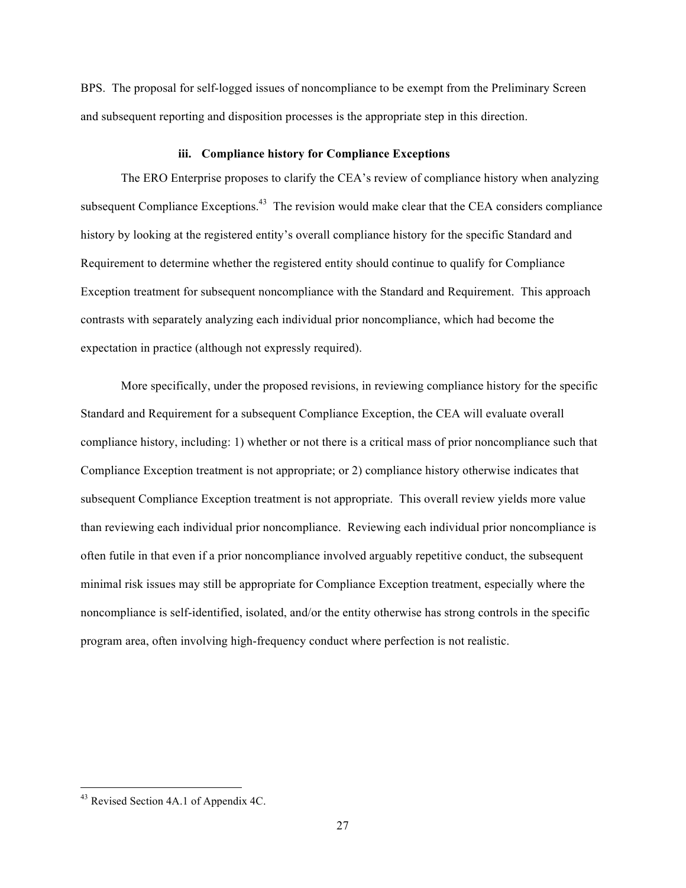BPS. The proposal for self-logged issues of noncompliance to be exempt from the Preliminary Screen and subsequent reporting and disposition processes is the appropriate step in this direction.

#### iii. Compliance history for Compliance Exceptions

The ERO Enterprise proposes to clarify the CEA's review of compliance history when analyzing subsequent Compliance Exceptions.[43] The revision would make clear that the CEA considers compliance history by looking at the registered entity's overall compliance history for the specific Standard and Requirement to determine whether the registered entity should continue to qualify for Compliance Exception treatment for subsequent noncompliance with the Standard and Requirement. This approach contrasts with separately analyzing each individual prior noncompliance, which had become the expectation in practice (although not expressly required).

More specifically, under the proposed revisions, in reviewing compliance history for the specific Standard and Requirement for a subsequent Compliance Exception, the CEA will evaluate overall compliance history, including: 1) whether or not there is a critical mass of prior noncompliance such that Compliance Exception treatment is not appropriate; or 2) compliance history otherwise indicates that subsequent Compliance Exception treatment is not appropriate. This overall review yields more value than reviewing each individual prior noncompliance. Reviewing each individual prior noncompliance is often futile in that even if a prior noncompliance involved arguably repetitive conduct, the subsequent minimal risk issues may still be appropriate for Compliance Exception treatment, especially where the noncompliance is self-identified, isolated, and/or the entity otherwise has strong controls in the specific program area, often involving high-frequency conduct where perfection is not realistic.

[43] Revised Section 4A.1 of Appendix 4C.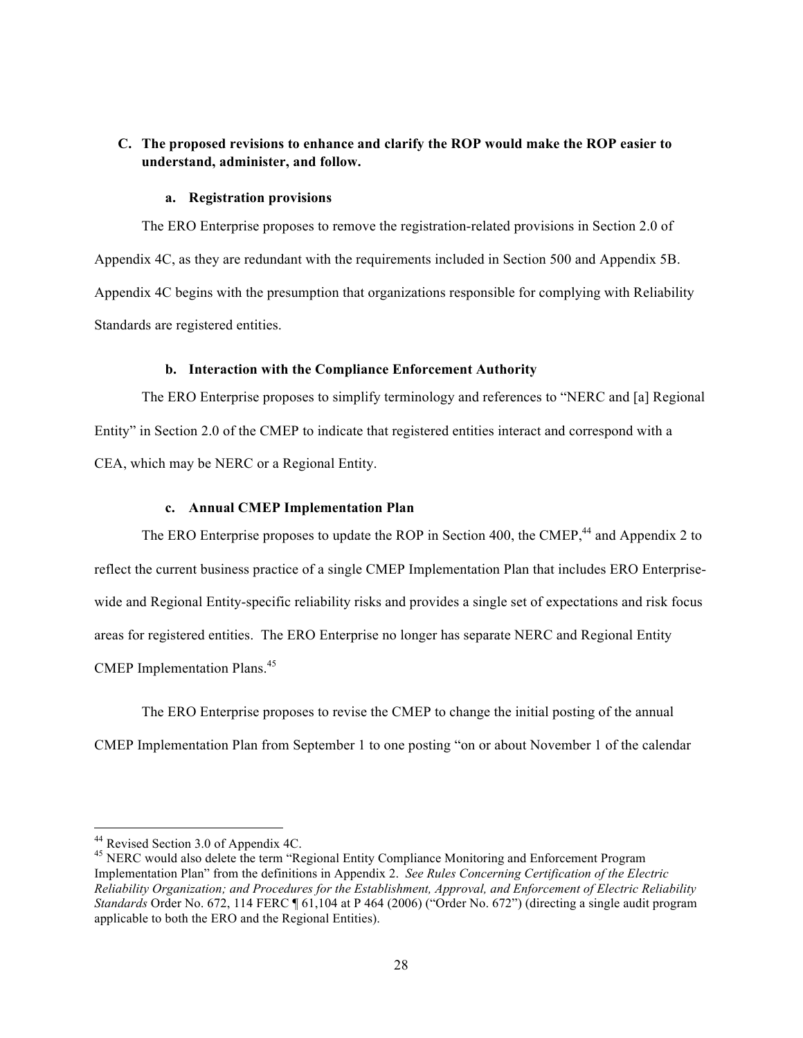### C. The proposed revisions to enhance and clarify the ROP would make the ROP easier to understand, administer, and follow.

#### a. Registration provisions

The ERO Enterprise proposes to remove the registration-related provisions in Section 2.0 of Appendix 4C, as they are redundant with the requirements included in Section 500 and Appendix 5B. Appendix 4C begins with the presumption that organizations responsible for complying with Reliability Standards are registered entities.

#### b. Interaction with the Compliance Enforcement Authority

The ERO Enterprise proposes to simplify terminology and references to "NERC and [a] Regional Entity" in Section 2.0 of the CMEP to indicate that registered entities interact and correspond with a CEA, which may be NERC or a Regional Entity.

#### c. Annual CMEP Implementation Plan

The ERO Enterprise proposes to update the ROP in Section 400, the CMEP,[44] and Appendix 2 to reflect the current business practice of a single CMEP Implementation Plan that includes ERO Enterprise-wide and Regional Entity-specific reliability risks and provides a single set of expectations and risk focus areas for registered entities. The ERO Enterprise no longer has separate NERC and Regional Entity CMEP Implementation Plans.[45]

The ERO Enterprise proposes to revise the CMEP to change the initial posting of the annual CMEP Implementation Plan from September 1 to one posting "on or about November 1 of the calendar

---

[44] Revised Section 3.0 of Appendix 4C.

[45] NERC would also delete the term "Regional Entity Compliance Monitoring and Enforcement Program Implementation Plan" from the definitions in Appendix 2. *See Rules Concerning Certification of the Electric Reliability Organization; and Procedures for the Establishment, Approval, and Enforcement of Electric Reliability Standards* Order No. 672, 114 FERC ¶ 61,104 at P 464 (2006) ("Order No. 672") (directing a single audit program applicable to both the ERO and the Regional Entities).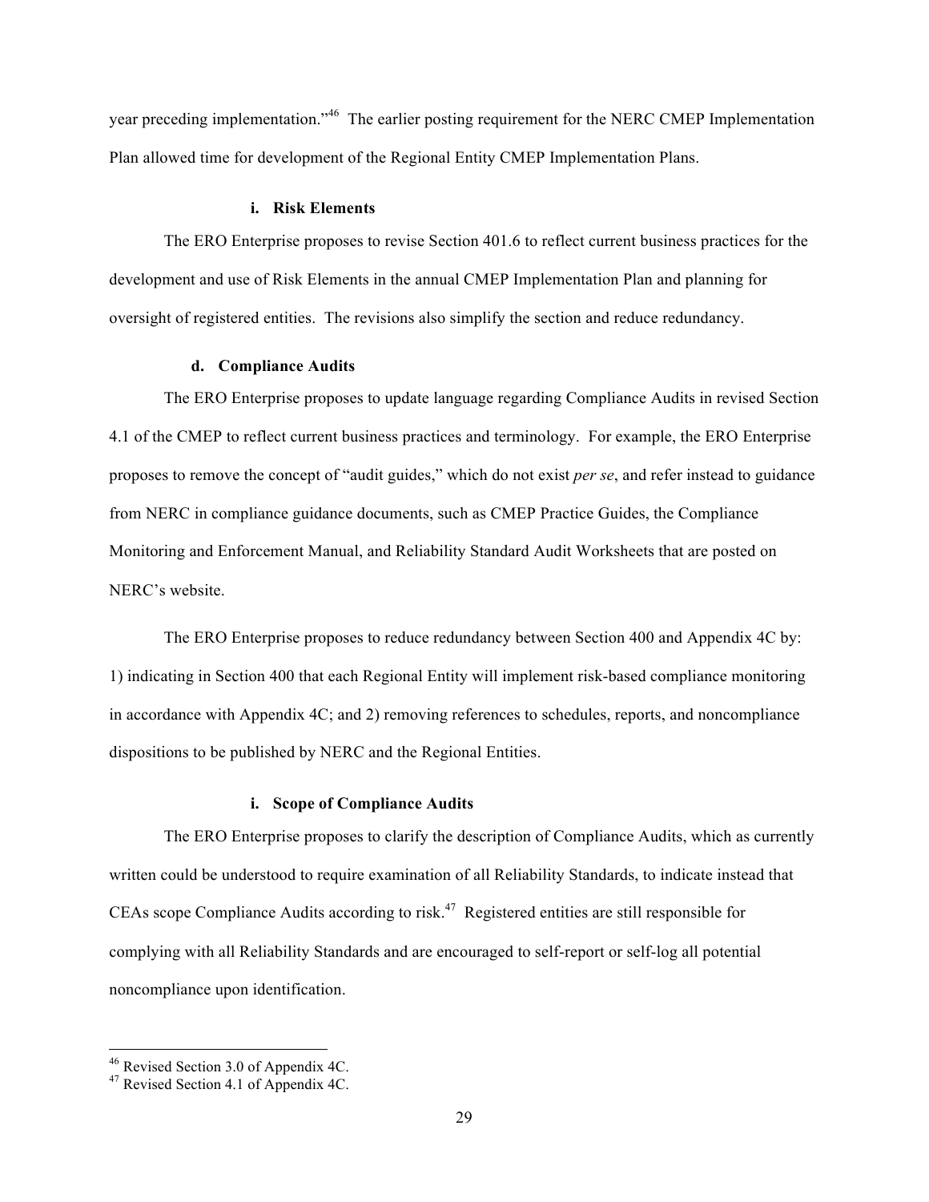year preceding implementation."[46] The earlier posting requirement for the NERC CMEP Implementation Plan allowed time for development of the Regional Entity CMEP Implementation Plans.

#### i. Risk Elements

The ERO Enterprise proposes to revise Section 401.6 to reflect current business practices for the development and use of Risk Elements in the annual CMEP Implementation Plan and planning for oversight of registered entities. The revisions also simplify the section and reduce redundancy.

### d. Compliance Audits

The ERO Enterprise proposes to update language regarding Compliance Audits in revised Section 4.1 of the CMEP to reflect current business practices and terminology. For example, the ERO Enterprise proposes to remove the concept of "audit guides," which do not exist *per se*, and refer instead to guidance from NERC in compliance guidance documents, such as CMEP Practice Guides, the Compliance Monitoring and Enforcement Manual, and Reliability Standard Audit Worksheets that are posted on NERC's website.

The ERO Enterprise proposes to reduce redundancy between Section 400 and Appendix 4C by: 1) indicating in Section 400 that each Regional Entity will implement risk-based compliance monitoring in accordance with Appendix 4C; and 2) removing references to schedules, reports, and noncompliance dispositions to be published by NERC and the Regional Entities.

#### i. Scope of Compliance Audits

The ERO Enterprise proposes to clarify the description of Compliance Audits, which as currently written could be understood to require examination of all Reliability Standards, to indicate instead that CEAs scope Compliance Audits according to risk.[47] Registered entities are still responsible for complying with all Reliability Standards and are encouraged to self-report or self-log all potential noncompliance upon identification.

---

[46] Revised Section 3.0 of Appendix 4C.

[47] Revised Section 4.1 of Appendix 4C.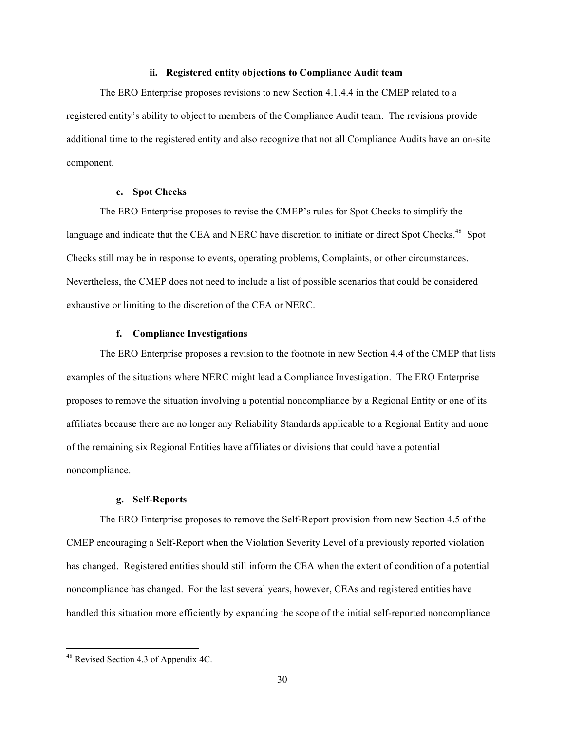#### ii. Registered entity objections to Compliance Audit team

The ERO Enterprise proposes revisions to new Section 4.1.4.4 in the CMEP related to a registered entity's ability to object to members of the Compliance Audit team. The revisions provide additional time to the registered entity and also recognize that not all Compliance Audits have an on-site component.

### e. Spot Checks

The ERO Enterprise proposes to revise the CMEP's rules for Spot Checks to simplify the language and indicate that the CEA and NERC have discretion to initiate or direct Spot Checks.[48] Spot Checks still may be in response to events, operating problems, Complaints, or other circumstances. Nevertheless, the CMEP does not need to include a list of possible scenarios that could be considered exhaustive or limiting to the discretion of the CEA or NERC.

### f. Compliance Investigations

The ERO Enterprise proposes a revision to the footnote in new Section 4.4 of the CMEP that lists examples of the situations where NERC might lead a Compliance Investigation. The ERO Enterprise proposes to remove the situation involving a potential noncompliance by a Regional Entity or one of its affiliates because there are no longer any Reliability Standards applicable to a Regional Entity and none of the remaining six Regional Entities have affiliates or divisions that could have a potential noncompliance.

### g. Self-Reports

The ERO Enterprise proposes to remove the Self-Report provision from new Section 4.5 of the CMEP encouraging a Self-Report when the Violation Severity Level of a previously reported violation has changed. Registered entities should still inform the CEA when the extent of condition of a potential noncompliance has changed. For the last several years, however, CEAs and registered entities have handled this situation more efficiently by expanding the scope of the initial self-reported noncompliance

---

[48] Revised Section 4.3 of Appendix 4C.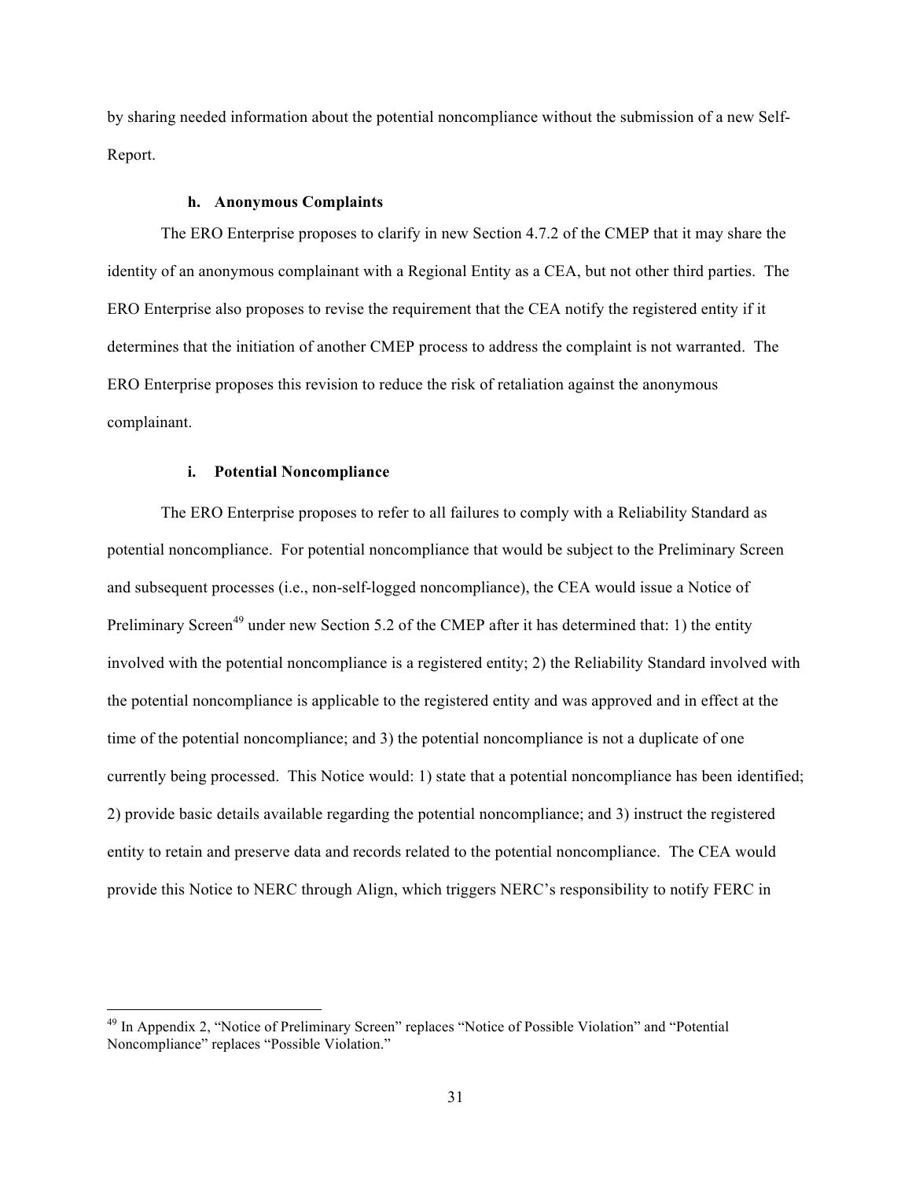by sharing needed information about the potential noncompliance without the submission of a new Self-Report.

#### h. Anonymous Complaints

The ERO Enterprise proposes to clarify in new Section 4.7.2 of the CMEP that it may share the identity of an anonymous complainant with a Regional Entity as a CEA, but not other third parties. The ERO Enterprise also proposes to revise the requirement that the CEA notify the registered entity if it determines that the initiation of another CMEP process to address the complaint is not warranted. The ERO Enterprise proposes this revision to reduce the risk of retaliation against the anonymous complainant.

#### i. Potential Noncompliance

The ERO Enterprise proposes to refer to all failures to comply with a Reliability Standard as potential noncompliance. For potential noncompliance that would be subject to the Preliminary Screen and subsequent processes (i.e., non-self-logged noncompliance), the CEA would issue a Notice of Preliminary Screen[49] under new Section 5.2 of the CMEP after it has determined that: 1) the entity involved with the potential noncompliance is a registered entity; 2) the Reliability Standard involved with the potential noncompliance is applicable to the registered entity and was approved and in effect at the time of the potential noncompliance; and 3) the potential noncompliance is not a duplicate of one currently being processed. This Notice would: 1) state that a potential noncompliance has been identified; 2) provide basic details available regarding the potential noncompliance; and 3) instruct the registered entity to retain and preserve data and records related to the potential noncompliance. The CEA would provide this Notice to NERC through Align, which triggers NERC's responsibility to notify FERC in

[49] In Appendix 2, "Notice of Preliminary Screen" replaces "Notice of Possible Violation" and "Potential Noncompliance" replaces "Possible Violation."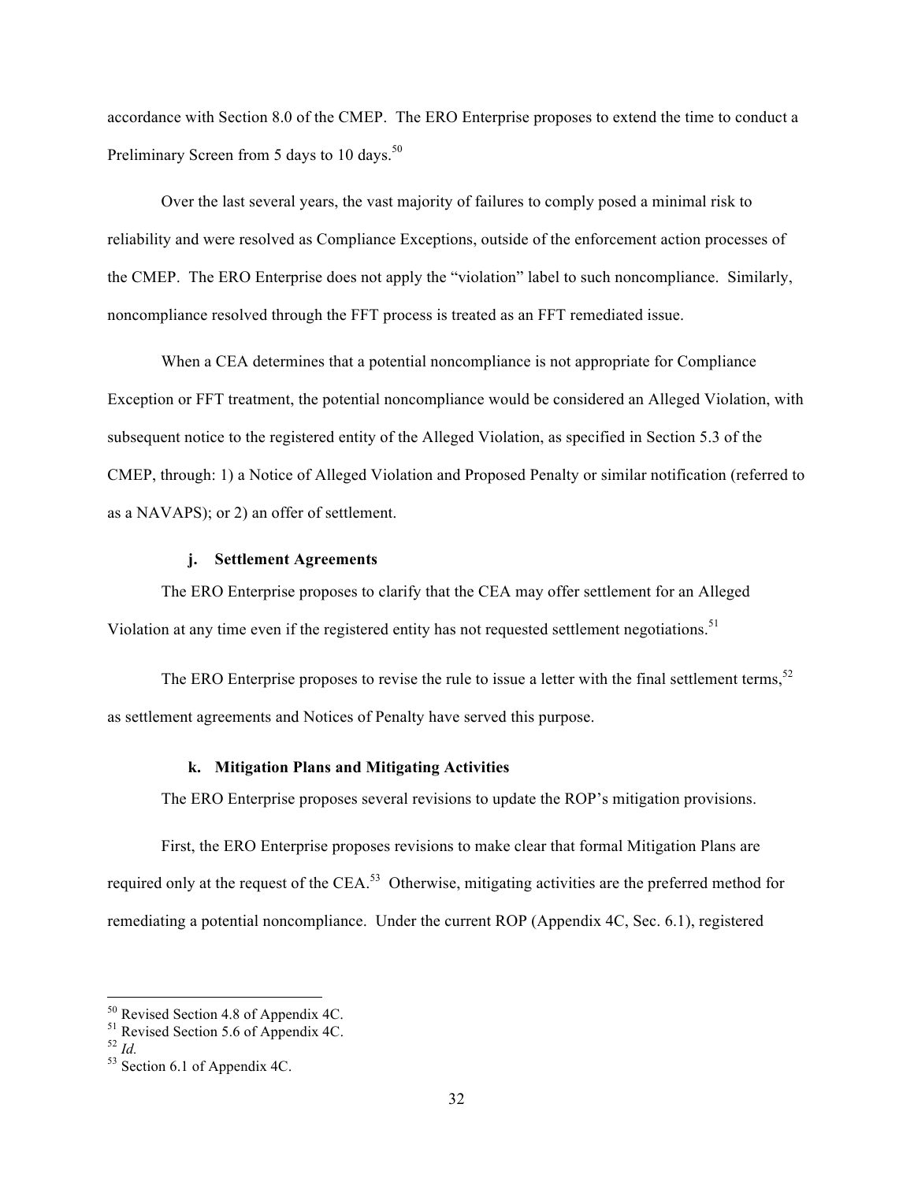accordance with Section 8.0 of the CMEP. The ERO Enterprise proposes to extend the time to conduct a Preliminary Screen from 5 days to 10 days.[50]

Over the last several years, the vast majority of failures to comply posed a minimal risk to reliability and were resolved as Compliance Exceptions, outside of the enforcement action processes of the CMEP. The ERO Enterprise does not apply the "violation" label to such noncompliance. Similarly, noncompliance resolved through the FFT process is treated as an FFT remediated issue.

When a CEA determines that a potential noncompliance is not appropriate for Compliance Exception or FFT treatment, the potential noncompliance would be considered an Alleged Violation, with subsequent notice to the registered entity of the Alleged Violation, as specified in Section 5.3 of the CMEP, through: 1) a Notice of Alleged Violation and Proposed Penalty or similar notification (referred to as a NAVAPS); or 2) an offer of settlement.

#### j. Settlement Agreements

The ERO Enterprise proposes to clarify that the CEA may offer settlement for an Alleged Violation at any time even if the registered entity has not requested settlement negotiations.[51]

The ERO Enterprise proposes to revise the rule to issue a letter with the final settlement terms,[52] as settlement agreements and Notices of Penalty have served this purpose.

#### k. Mitigation Plans and Mitigating Activities

The ERO Enterprise proposes several revisions to update the ROP's mitigation provisions.

First, the ERO Enterprise proposes revisions to make clear that formal Mitigation Plans are required only at the request of the CEA.[53] Otherwise, mitigating activities are the preferred method for remediating a potential noncompliance. Under the current ROP (Appendix 4C, Sec. 6.1), registered

---

[50] Revised Section 4.8 of Appendix 4C.

[51] Revised Section 5.6 of Appendix 4C.

[52] *Id.*

[53] Section 6.1 of Appendix 4C.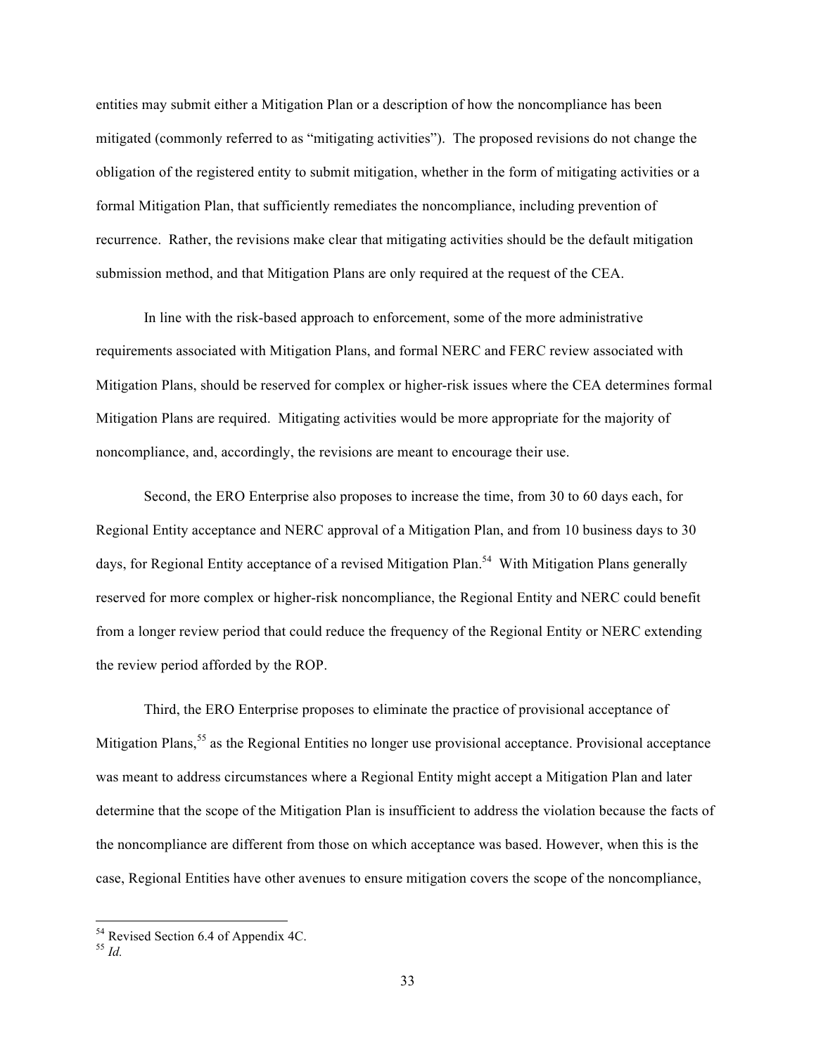entities may submit either a Mitigation Plan or a description of how the noncompliance has been mitigated (commonly referred to as "mitigating activities"). The proposed revisions do not change the obligation of the registered entity to submit mitigation, whether in the form of mitigating activities or a formal Mitigation Plan, that sufficiently remediates the noncompliance, including prevention of recurrence. Rather, the revisions make clear that mitigating activities should be the default mitigation submission method, and that Mitigation Plans are only required at the request of the CEA.

In line with the risk-based approach to enforcement, some of the more administrative requirements associated with Mitigation Plans, and formal NERC and FERC review associated with Mitigation Plans, should be reserved for complex or higher-risk issues where the CEA determines formal Mitigation Plans are required. Mitigating activities would be more appropriate for the majority of noncompliance, and, accordingly, the revisions are meant to encourage their use.

Second, the ERO Enterprise also proposes to increase the time, from 30 to 60 days each, for Regional Entity acceptance and NERC approval of a Mitigation Plan, and from 10 business days to 30 days, for Regional Entity acceptance of a revised Mitigation Plan.[54] With Mitigation Plans generally reserved for more complex or higher-risk noncompliance, the Regional Entity and NERC could benefit from a longer review period that could reduce the frequency of the Regional Entity or NERC extending the review period afforded by the ROP.

Third, the ERO Enterprise proposes to eliminate the practice of provisional acceptance of Mitigation Plans,[55] as the Regional Entities no longer use provisional acceptance. Provisional acceptance was meant to address circumstances where a Regional Entity might accept a Mitigation Plan and later determine that the scope of the Mitigation Plan is insufficient to address the violation because the facts of the noncompliance are different from those on which acceptance was based. However, when this is the case, Regional Entities have other avenues to ensure mitigation covers the scope of the noncompliance,

[54] Revised Section 6.4 of Appendix 4C.

[55] *Id.*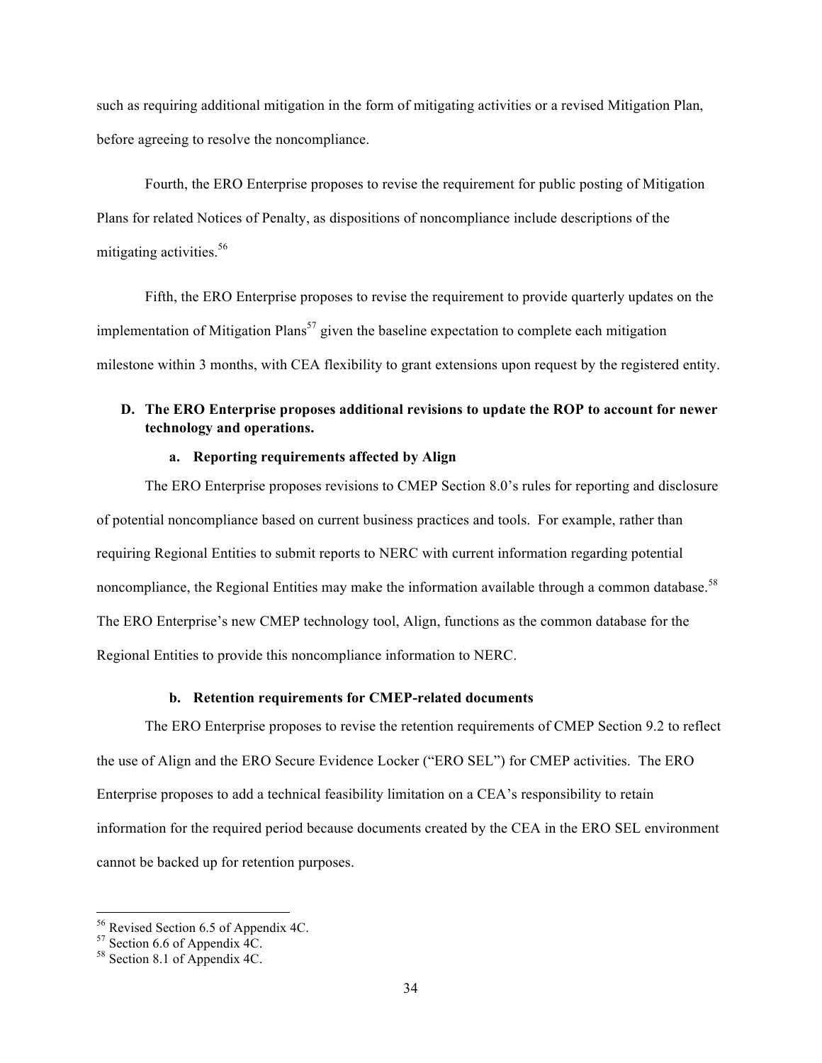such as requiring additional mitigation in the form of mitigating activities or a revised Mitigation Plan, before agreeing to resolve the noncompliance.

Fourth, the ERO Enterprise proposes to revise the requirement for public posting of Mitigation Plans for related Notices of Penalty, as dispositions of noncompliance include descriptions of the mitigating activities.[56]

Fifth, the ERO Enterprise proposes to revise the requirement to provide quarterly updates on the implementation of Mitigation Plans[57] given the baseline expectation to complete each mitigation milestone within 3 months, with CEA flexibility to grant extensions upon request by the registered entity.

### D. The ERO Enterprise proposes additional revisions to update the ROP to account for newer technology and operations.

#### a. Reporting requirements affected by Align

The ERO Enterprise proposes revisions to CMEP Section 8.0's rules for reporting and disclosure of potential noncompliance based on current business practices and tools. For example, rather than requiring Regional Entities to submit reports to NERC with current information regarding potential noncompliance, the Regional Entities may make the information available through a common database.[58] The ERO Enterprise's new CMEP technology tool, Align, functions as the common database for the Regional Entities to provide this noncompliance information to NERC.

#### b. Retention requirements for CMEP-related documents

The ERO Enterprise proposes to revise the retention requirements of CMEP Section 9.2 to reflect the use of Align and the ERO Secure Evidence Locker ("ERO SEL") for CMEP activities. The ERO Enterprise proposes to add a technical feasibility limitation on a CEA's responsibility to retain information for the required period because documents created by the CEA in the ERO SEL environment cannot be backed up for retention purposes.

---

[56] Revised Section 6.5 of Appendix 4C.

[57] Section 6.6 of Appendix 4C.

[58] Section 8.1 of Appendix 4C.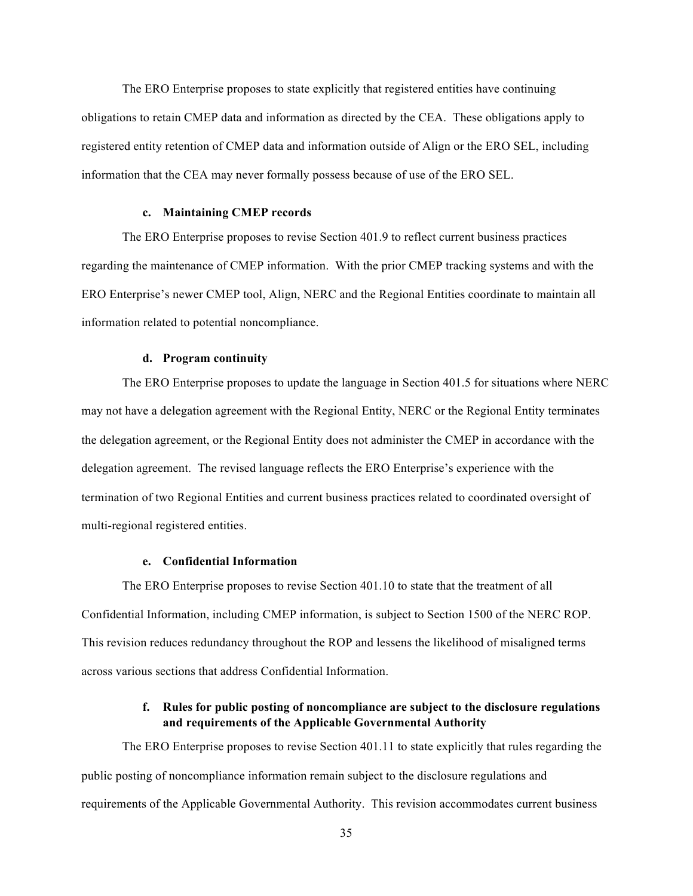The ERO Enterprise proposes to state explicitly that registered entities have continuing obligations to retain CMEP data and information as directed by the CEA. These obligations apply to registered entity retention of CMEP data and information outside of Align or the ERO SEL, including information that the CEA may never formally possess because of use of the ERO SEL.

#### c. Maintaining CMEP records

The ERO Enterprise proposes to revise Section 401.9 to reflect current business practices regarding the maintenance of CMEP information. With the prior CMEP tracking systems and with the ERO Enterprise's newer CMEP tool, Align, NERC and the Regional Entities coordinate to maintain all information related to potential noncompliance.

#### d. Program continuity

The ERO Enterprise proposes to update the language in Section 401.5 for situations where NERC may not have a delegation agreement with the Regional Entity, NERC or the Regional Entity terminates the delegation agreement, or the Regional Entity does not administer the CMEP in accordance with the delegation agreement. The revised language reflects the ERO Enterprise's experience with the termination of two Regional Entities and current business practices related to coordinated oversight of multi-regional registered entities.

#### e. Confidential Information

The ERO Enterprise proposes to revise Section 401.10 to state that the treatment of all Confidential Information, including CMEP information, is subject to Section 1500 of the NERC ROP. This revision reduces redundancy throughout the ROP and lessens the likelihood of misaligned terms across various sections that address Confidential Information.

#### f. Rules for public posting of noncompliance are subject to the disclosure regulations and requirements of the Applicable Governmental Authority

The ERO Enterprise proposes to revise Section 401.11 to state explicitly that rules regarding the public posting of noncompliance information remain subject to the disclosure regulations and requirements of the Applicable Governmental Authority. This revision accommodates current business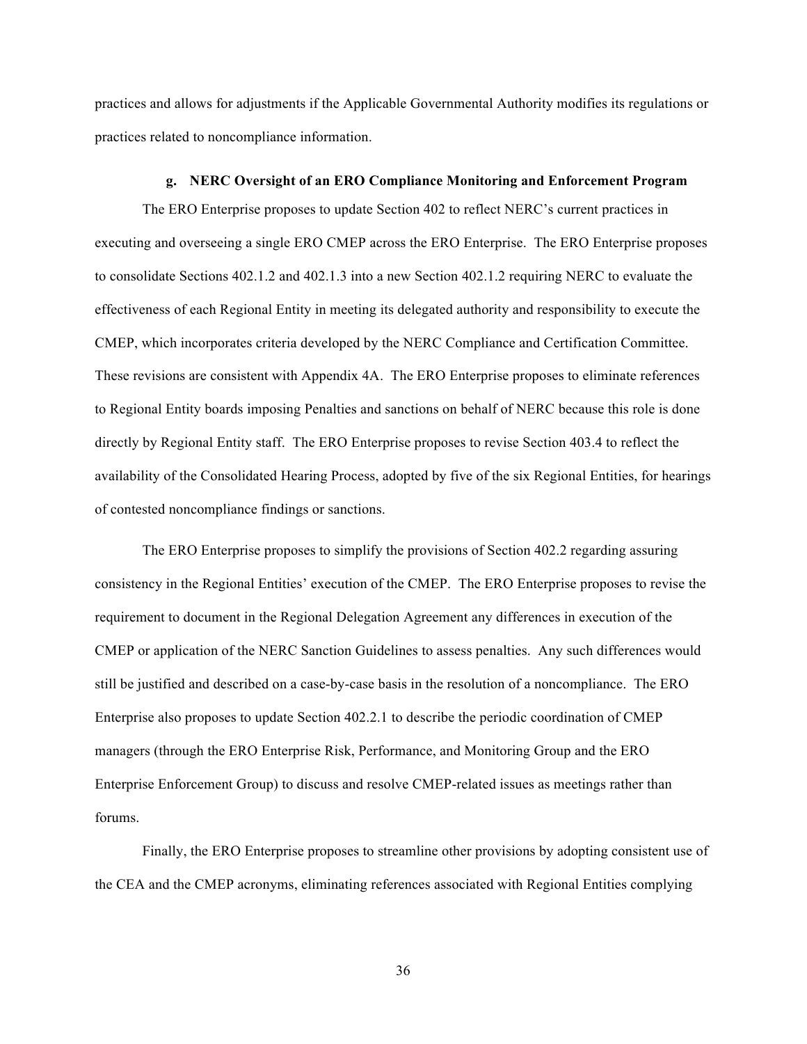practices and allows for adjustments if the Applicable Governmental Authority modifies its regulations or practices related to noncompliance information.

#### g. NERC Oversight of an ERO Compliance Monitoring and Enforcement Program

The ERO Enterprise proposes to update Section 402 to reflect NERC's current practices in executing and overseeing a single ERO CMEP across the ERO Enterprise. The ERO Enterprise proposes to consolidate Sections 402.1.2 and 402.1.3 into a new Section 402.1.2 requiring NERC to evaluate the effectiveness of each Regional Entity in meeting its delegated authority and responsibility to execute the CMEP, which incorporates criteria developed by the NERC Compliance and Certification Committee. These revisions are consistent with Appendix 4A. The ERO Enterprise proposes to eliminate references to Regional Entity boards imposing Penalties and sanctions on behalf of NERC because this role is done directly by Regional Entity staff. The ERO Enterprise proposes to revise Section 403.4 to reflect the availability of the Consolidated Hearing Process, adopted by five of the six Regional Entities, for hearings of contested noncompliance findings or sanctions.

The ERO Enterprise proposes to simplify the provisions of Section 402.2 regarding assuring consistency in the Regional Entities' execution of the CMEP. The ERO Enterprise proposes to revise the requirement to document in the Regional Delegation Agreement any differences in execution of the CMEP or application of the NERC Sanction Guidelines to assess penalties. Any such differences would still be justified and described on a case-by-case basis in the resolution of a noncompliance. The ERO Enterprise also proposes to update Section 402.2.1 to describe the periodic coordination of CMEP managers (through the ERO Enterprise Risk, Performance, and Monitoring Group and the ERO Enterprise Enforcement Group) to discuss and resolve CMEP-related issues as meetings rather than forums.

Finally, the ERO Enterprise proposes to streamline other provisions by adopting consistent use of the CEA and the CMEP acronyms, eliminating references associated with Regional Entities complying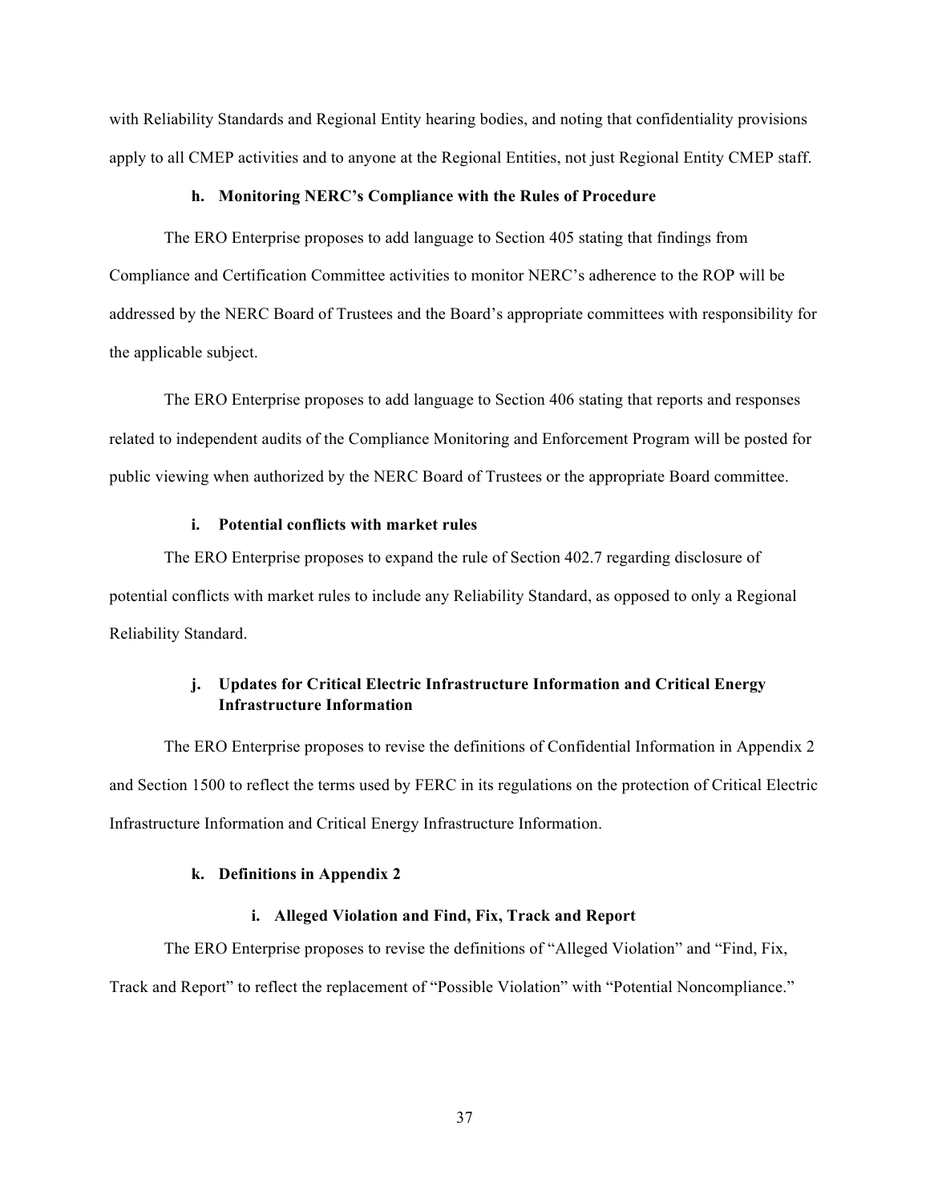with Reliability Standards and Regional Entity hearing bodies, and noting that confidentiality provisions apply to all CMEP activities and to anyone at the Regional Entities, not just Regional Entity CMEP staff.

#### h. Monitoring NERC's Compliance with the Rules of Procedure

The ERO Enterprise proposes to add language to Section 405 stating that findings from Compliance and Certification Committee activities to monitor NERC's adherence to the ROP will be addressed by the NERC Board of Trustees and the Board's appropriate committees with responsibility for the applicable subject.

The ERO Enterprise proposes to add language to Section 406 stating that reports and responses related to independent audits of the Compliance Monitoring and Enforcement Program will be posted for public viewing when authorized by the NERC Board of Trustees or the appropriate Board committee.

#### i. Potential conflicts with market rules

The ERO Enterprise proposes to expand the rule of Section 402.7 regarding disclosure of potential conflicts with market rules to include any Reliability Standard, as opposed to only a Regional Reliability Standard.

#### j. Updates for Critical Electric Infrastructure Information and Critical Energy Infrastructure Information

The ERO Enterprise proposes to revise the definitions of Confidential Information in Appendix 2 and Section 1500 to reflect the terms used by FERC in its regulations on the protection of Critical Electric Infrastructure Information and Critical Energy Infrastructure Information.

#### k. Definitions in Appendix 2

##### i. Alleged Violation and Find, Fix, Track and Report

The ERO Enterprise proposes to revise the definitions of "Alleged Violation" and "Find, Fix, Track and Report" to reflect the replacement of "Possible Violation" with "Potential Noncompliance."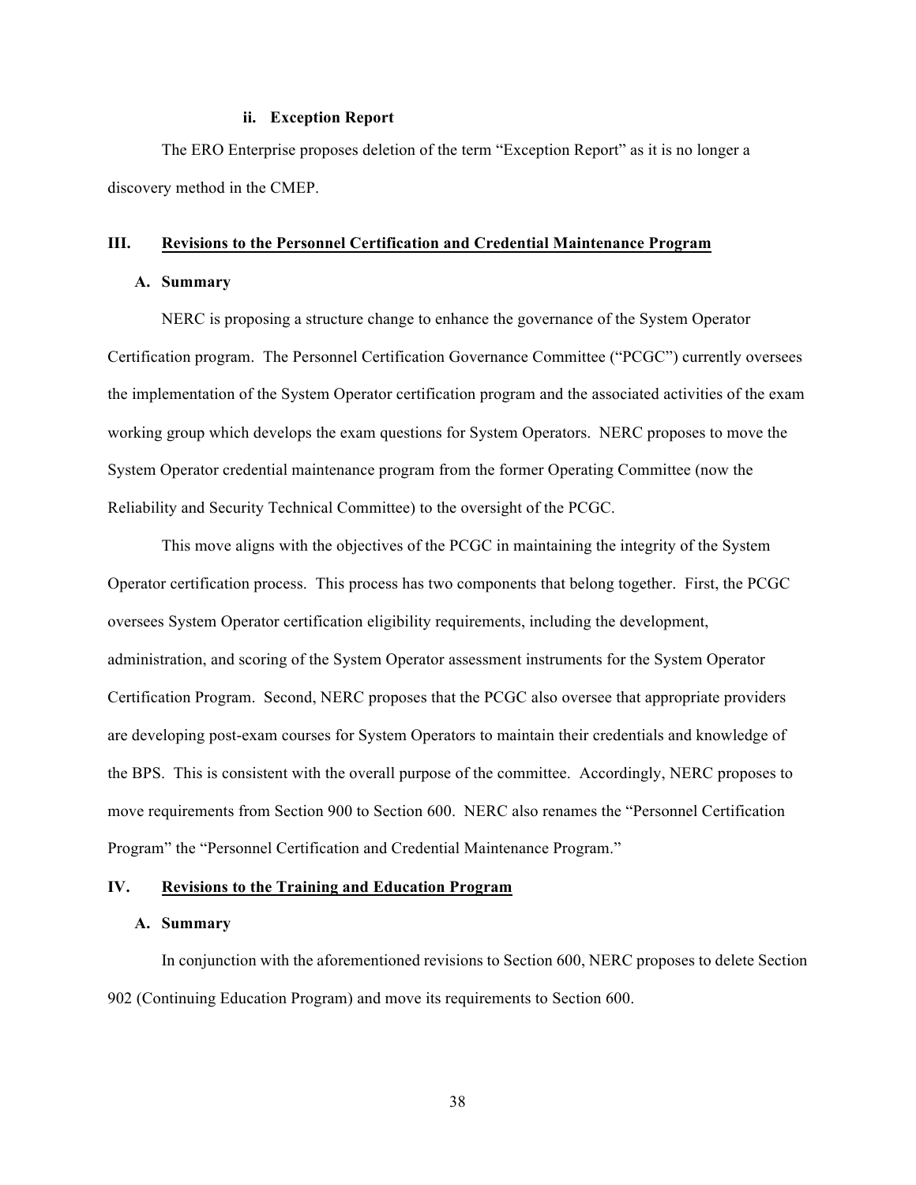#### ii. Exception Report

The ERO Enterprise proposes deletion of the term "Exception Report" as it is no longer a discovery method in the CMEP.

## III. Revisions to the Personnel Certification and Credential Maintenance Program

### A. Summary

NERC is proposing a structure change to enhance the governance of the System Operator Certification program. The Personnel Certification Governance Committee ("PCGC") currently oversees the implementation of the System Operator certification program and the associated activities of the exam working group which develops the exam questions for System Operators. NERC proposes to move the System Operator credential maintenance program from the former Operating Committee (now the Reliability and Security Technical Committee) to the oversight of the PCGC.

This move aligns with the objectives of the PCGC in maintaining the integrity of the System Operator certification process. This process has two components that belong together. First, the PCGC oversees System Operator certification eligibility requirements, including the development, administration, and scoring of the System Operator assessment instruments for the System Operator Certification Program. Second, NERC proposes that the PCGC also oversee that appropriate providers are developing post-exam courses for System Operators to maintain their credentials and knowledge of the BPS. This is consistent with the overall purpose of the committee. Accordingly, NERC proposes to move requirements from Section 900 to Section 600. NERC also renames the "Personnel Certification Program" the "Personnel Certification and Credential Maintenance Program."

## IV. Revisions to the Training and Education Program

### A. Summary

In conjunction with the aforementioned revisions to Section 600, NERC proposes to delete Section 902 (Continuing Education Program) and move its requirements to Section 600.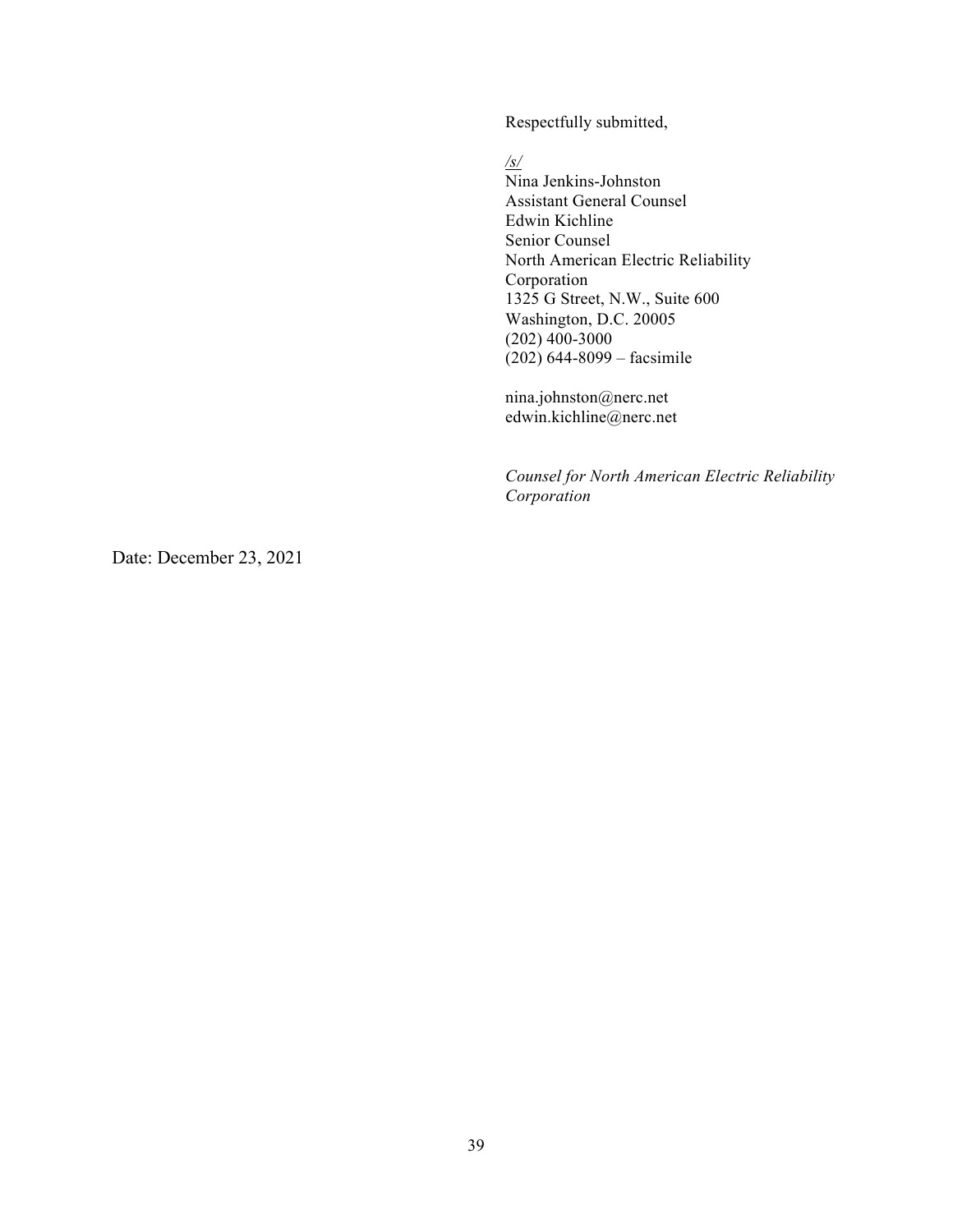Respectfully submitted,

*/s/*
Nina Jenkins-Johnston
Assistant General Counsel
Edwin Kichline
Senior Counsel
North American Electric Reliability Corporation
1325 G Street, N.W., Suite 600
Washington, D.C. 20005
(202) 400-3000
(202) 644-8099 – facsimile

nina.johnston@nerc.net
edwin.kichline@nerc.net

*Counsel for North American Electric Reliability Corporation*

Date: December 23, 2021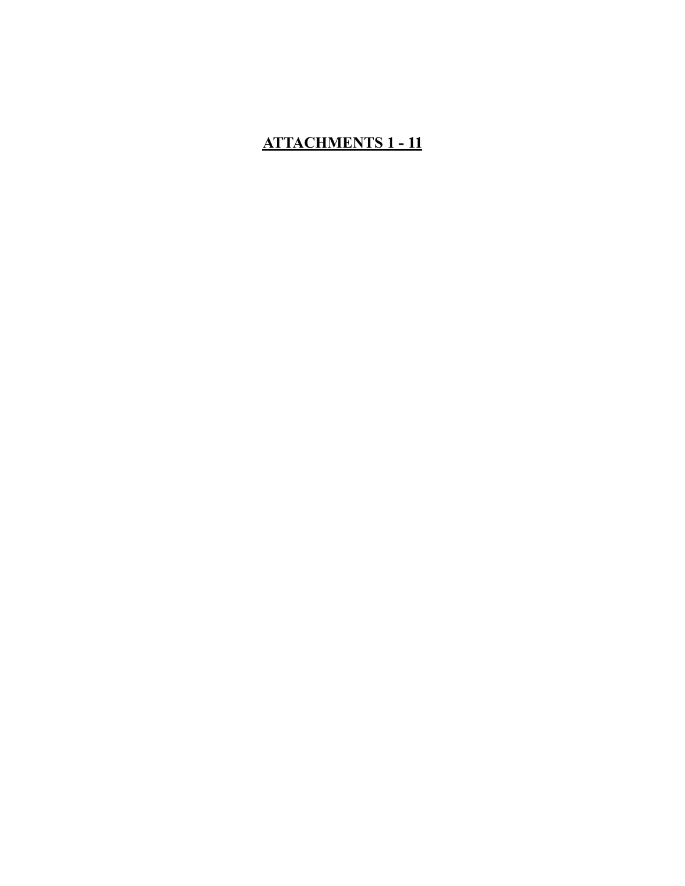# <u>ATTACHMENTS 1 - 11</u>